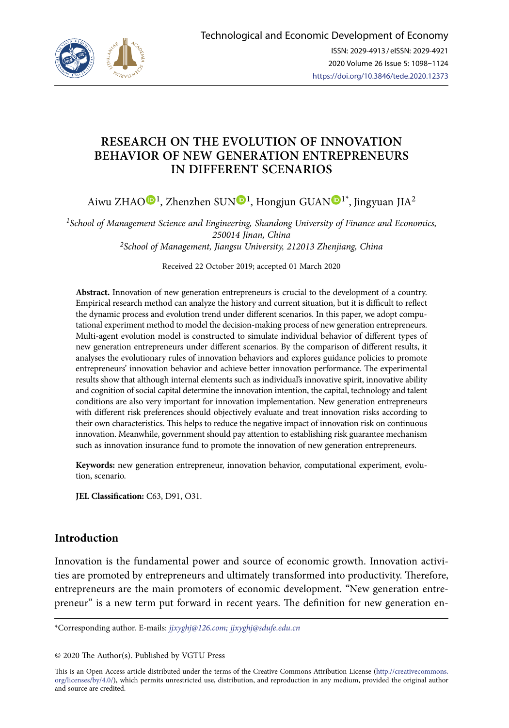# RESEARCH ON THE EVOLUTION OF INNOVATION BEHAVIOR OF NEW GENERATION ENTREPRENEURS IN DIFFERENT SCENARIOS

Aiwu ZHAO[1], Zhenzhen SUN[1], Hongjun GUAN[1*], Jingyuan JIA[2]

*[1]School of Management Science and Engineering, Shandong University of Finance and Economics, 250014 Jinan, China*
*[2]School of Management, Jiangsu University, 212013 Zhenjiang, China*

Received 22 October 2019; accepted 01 March 2020

**Abstract.** Innovation of new generation entrepreneurs is crucial to the development of a country. Empirical research method can analyze the history and current situation, but it is difficult to reflect the dynamic process and evolution trend under different scenarios. In this paper, we adopt computational experiment method to model the decision-making process of new generation entrepreneurs. Multi-agent evolution model is constructed to simulate individual behavior of different types of new generation entrepreneurs under different scenarios. By the comparison of different results, it analyses the evolutionary rules of innovation behaviors and explores guidance policies to promote entrepreneurs' innovation behavior and achieve better innovation performance. The experimental results show that although internal elements such as individual's innovative spirit, innovative ability and cognition of social capital determine the innovation intention, the capital, technology and talent conditions are also very important for innovation implementation. New generation entrepreneurs with different risk preferences should objectively evaluate and treat innovation risks according to their own characteristics. This helps to reduce the negative impact of innovation risk on continuous innovation. Meanwhile, government should pay attention to establishing risk guarantee mechanism such as innovation insurance fund to promote the innovation of new generation entrepreneurs.

**Keywords:** new generation entrepreneur, innovation behavior, computational experiment, evolution, scenario.

**JEL Classification:** C63, D91, O31.

## Introduction

Innovation is the fundamental power and source of economic growth. Innovation activities are promoted by entrepreneurs and ultimately transformed into productivity. Therefore, entrepreneurs are the main promoters of economic development. "New generation entrepreneur" is a new term put forward in recent years. The definition for new generation en-

*Corresponding author. E-mails: *jjxyghj@126.com; jjxyghj@sdufe.edu.cn*

© 2020 The Author(s). Published by VGTU Press

This is an Open Access article distributed under the terms of the Creative Commons Attribution License (http://creativecommons.org/licenses/by/4.0/), which permits unrestricted use, distribution, and reproduction in any medium, provided the original author and source are credited.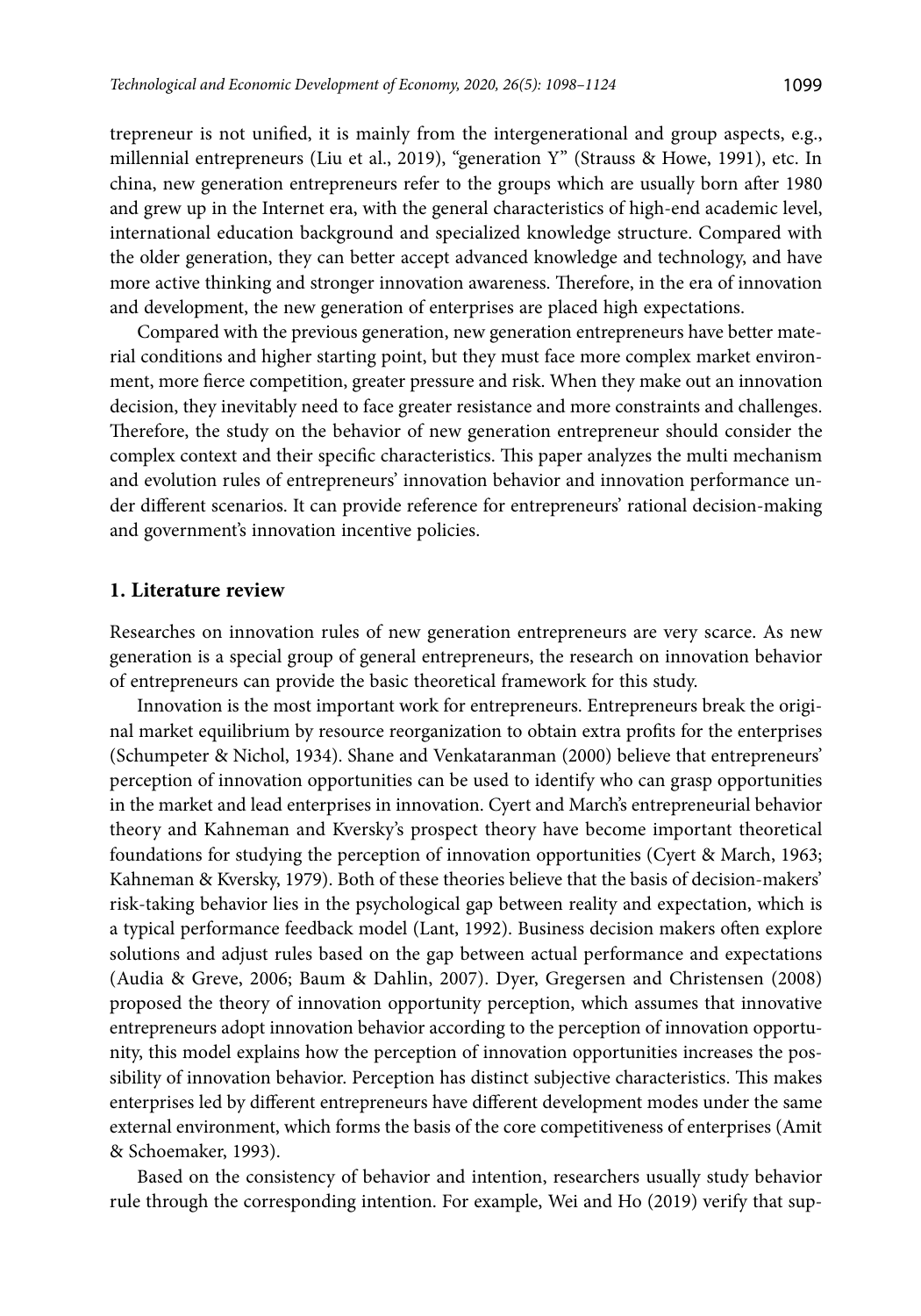trepreneur is not unified, it is mainly from the intergenerational and group aspects, e.g., millennial entrepreneurs (Liu et al., 2019), "generation Y" (Strauss & Howe, 1991), etc. In china, new generation entrepreneurs refer to the groups which are usually born after 1980 and grew up in the Internet era, with the general characteristics of high-end academic level, international education background and specialized knowledge structure. Compared with the older generation, they can better accept advanced knowledge and technology, and have more active thinking and stronger innovation awareness. Therefore, in the era of innovation and development, the new generation of enterprises are placed high expectations.

Compared with the previous generation, new generation entrepreneurs have better material conditions and higher starting point, but they must face more complex market environment, more fierce competition, greater pressure and risk. When they make out an innovation decision, they inevitably need to face greater resistance and more constraints and challenges. Therefore, the study on the behavior of new generation entrepreneur should consider the complex context and their specific characteristics. This paper analyzes the multi mechanism and evolution rules of entrepreneurs' innovation behavior and innovation performance under different scenarios. It can provide reference for entrepreneurs' rational decision-making and government's innovation incentive policies.

## 1. Literature review

Researches on innovation rules of new generation entrepreneurs are very scarce. As new generation is a special group of general entrepreneurs, the research on innovation behavior of entrepreneurs can provide the basic theoretical framework for this study.

Innovation is the most important work for entrepreneurs. Entrepreneurs break the original market equilibrium by resource reorganization to obtain extra profits for the enterprises (Schumpeter & Nichol, 1934). Shane and Venkataranman (2000) believe that entrepreneurs' perception of innovation opportunities can be used to identify who can grasp opportunities in the market and lead enterprises in innovation. Cyert and March's entrepreneurial behavior theory and Kahneman and Kversky's prospect theory have become important theoretical foundations for studying the perception of innovation opportunities (Cyert & March, 1963; Kahneman & Kversky, 1979). Both of these theories believe that the basis of decision-makers' risk-taking behavior lies in the psychological gap between reality and expectation, which is a typical performance feedback model (Lant, 1992). Business decision makers often explore solutions and adjust rules based on the gap between actual performance and expectations (Audia & Greve, 2006; Baum & Dahlin, 2007). Dyer, Gregersen and Christensen (2008) proposed the theory of innovation opportunity perception, which assumes that innovative entrepreneurs adopt innovation behavior according to the perception of innovation opportunity, this model explains how the perception of innovation opportunities increases the possibility of innovation behavior. Perception has distinct subjective characteristics. This makes enterprises led by different entrepreneurs have different development modes under the same external environment, which forms the basis of the core competitiveness of enterprises (Amit & Schoemaker, 1993).

Based on the consistency of behavior and intention, researchers usually study behavior rule through the corresponding intention. For example, Wei and Ho (2019) verify that sup-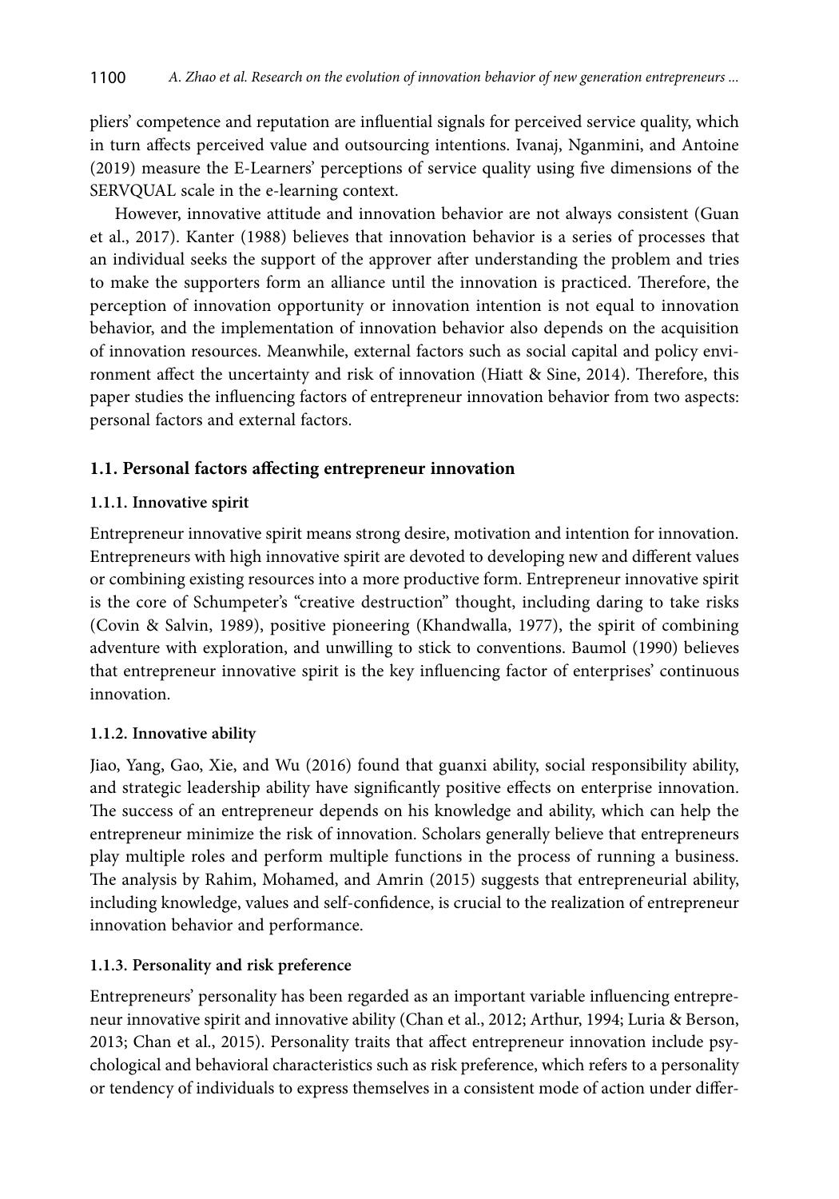pliers' competence and reputation are influential signals for perceived service quality, which in turn affects perceived value and outsourcing intentions. Ivanaj, Nganmini, and Antoine (2019) measure the E-Learners' perceptions of service quality using five dimensions of the SERVQUAL scale in the e-learning context.

However, innovative attitude and innovation behavior are not always consistent (Guan et al., 2017). Kanter (1988) believes that innovation behavior is a series of processes that an individual seeks the support of the approver after understanding the problem and tries to make the supporters form an alliance until the innovation is practiced. Therefore, the perception of innovation opportunity or innovation intention is not equal to innovation behavior, and the implementation of innovation behavior also depends on the acquisition of innovation resources. Meanwhile, external factors such as social capital and policy environment affect the uncertainty and risk of innovation (Hiatt & Sine, 2014). Therefore, this paper studies the influencing factors of entrepreneur innovation behavior from two aspects: personal factors and external factors.

## 1.1. Personal factors affecting entrepreneur innovation

### 1.1.1. Innovative spirit

Entrepreneur innovative spirit means strong desire, motivation and intention for innovation. Entrepreneurs with high innovative spirit are devoted to developing new and different values or combining existing resources into a more productive form. Entrepreneur innovative spirit is the core of Schumpeter's "creative destruction" thought, including daring to take risks (Covin & Salvin, 1989), positive pioneering (Khandwalla, 1977), the spirit of combining adventure with exploration, and unwilling to stick to conventions. Baumol (1990) believes that entrepreneur innovative spirit is the key influencing factor of enterprises' continuous innovation.

### 1.1.2. Innovative ability

Jiao, Yang, Gao, Xie, and Wu (2016) found that guanxi ability, social responsibility ability, and strategic leadership ability have significantly positive effects on enterprise innovation. The success of an entrepreneur depends on his knowledge and ability, which can help the entrepreneur minimize the risk of innovation. Scholars generally believe that entrepreneurs play multiple roles and perform multiple functions in the process of running a business. The analysis by Rahim, Mohamed, and Amrin (2015) suggests that entrepreneurial ability, including knowledge, values and self-confidence, is crucial to the realization of entrepreneur innovation behavior and performance.

### 1.1.3. Personality and risk preference

Entrepreneurs' personality has been regarded as an important variable influencing entrepreneur innovative spirit and innovative ability (Chan et al., 2012; Arthur, 1994; Luria & Berson, 2013; Chan et al., 2015). Personality traits that affect entrepreneur innovation include psychological and behavioral characteristics such as risk preference, which refers to a personality or tendency of individuals to express themselves in a consistent mode of action under differ-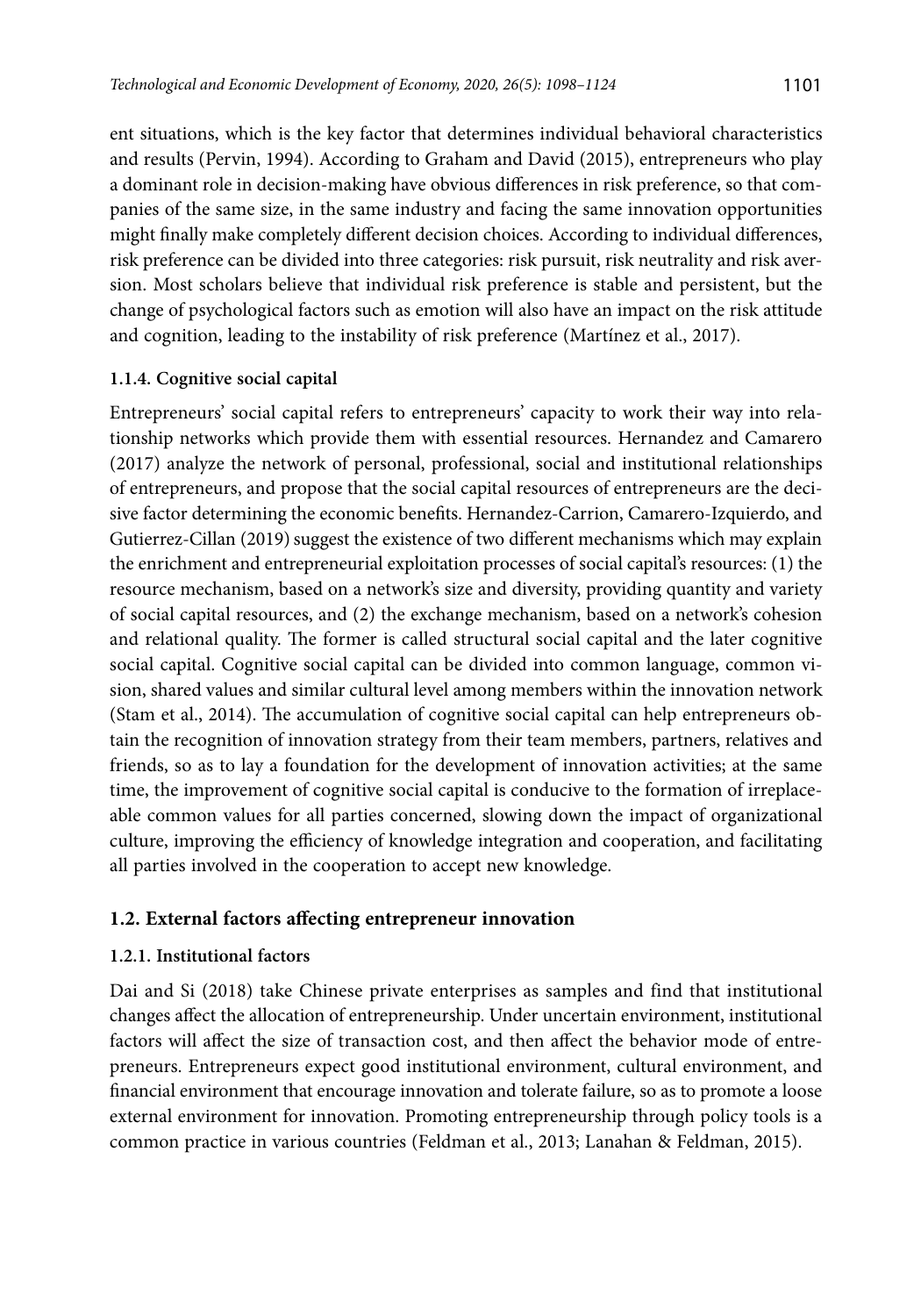ent situations, which is the key factor that determines individual behavioral characteristics and results (Pervin, 1994). According to Graham and David (2015), entrepreneurs who play a dominant role in decision-making have obvious differences in risk preference, so that companies of the same size, in the same industry and facing the same innovation opportunities might finally make completely different decision choices. According to individual differences, risk preference can be divided into three categories: risk pursuit, risk neutrality and risk aversion. Most scholars believe that individual risk preference is stable and persistent, but the change of psychological factors such as emotion will also have an impact on the risk attitude and cognition, leading to the instability of risk preference (Martínez et al., 2017).

#### 1.1.4. Cognitive social capital

Entrepreneurs' social capital refers to entrepreneurs' capacity to work their way into relationship networks which provide them with essential resources. Hernandez and Camarero (2017) analyze the network of personal, professional, social and institutional relationships of entrepreneurs, and propose that the social capital resources of entrepreneurs are the decisive factor determining the economic benefits. Hernandez-Carrion, Camarero-Izquierdo, and Gutierrez-Cillan (2019) suggest the existence of two different mechanisms which may explain the enrichment and entrepreneurial exploitation processes of social capital's resources: (1) the resource mechanism, based on a network's size and diversity, providing quantity and variety of social capital resources, and (2) the exchange mechanism, based on a network's cohesion and relational quality. The former is called structural social capital and the later cognitive social capital. Cognitive social capital can be divided into common language, common vision, shared values and similar cultural level among members within the innovation network (Stam et al., 2014). The accumulation of cognitive social capital can help entrepreneurs obtain the recognition of innovation strategy from their team members, partners, relatives and friends, so as to lay a foundation for the development of innovation activities; at the same time, the improvement of cognitive social capital is conducive to the formation of irreplaceable common values for all parties concerned, slowing down the impact of organizational culture, improving the efficiency of knowledge integration and cooperation, and facilitating all parties involved in the cooperation to accept new knowledge.

### 1.2. External factors affecting entrepreneur innovation

#### 1.2.1. Institutional factors

Dai and Si (2018) take Chinese private enterprises as samples and find that institutional changes affect the allocation of entrepreneurship. Under uncertain environment, institutional factors will affect the size of transaction cost, and then affect the behavior mode of entrepreneurs. Entrepreneurs expect good institutional environment, cultural environment, and financial environment that encourage innovation and tolerate failure, so as to promote a loose external environment for innovation. Promoting entrepreneurship through policy tools is a common practice in various countries (Feldman et al., 2013; Lanahan & Feldman, 2015).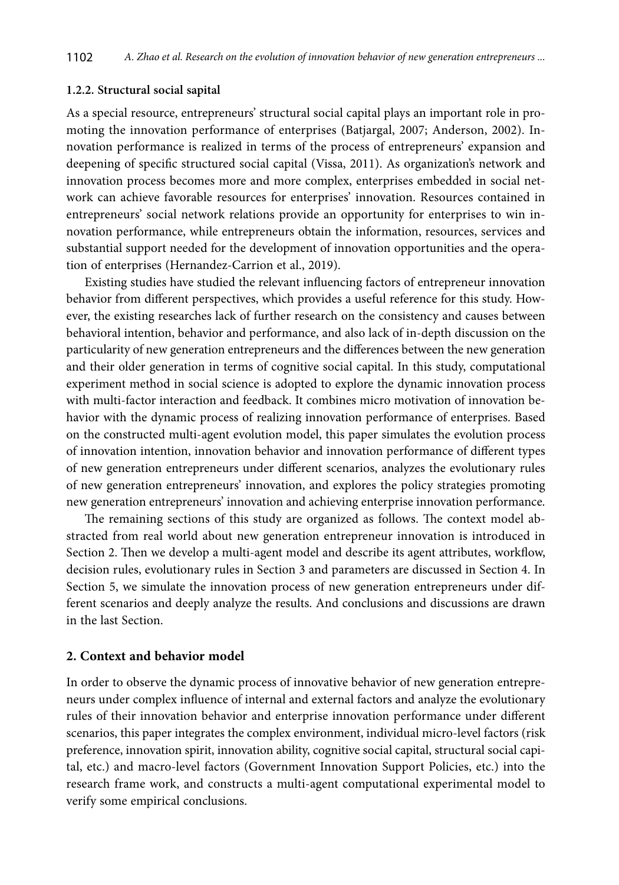### 1.2.2. Structural social sapital

As a special resource, entrepreneurs' structural social capital plays an important role in promoting the innovation performance of enterprises (Batjargal, 2007; Anderson, 2002). Innovation performance is realized in terms of the process of entrepreneurs' expansion and deepening of specific structured social capital (Vissa, 2011). As organization's network and innovation process becomes more and more complex, enterprises embedded in social network can achieve favorable resources for enterprises' innovation. Resources contained in entrepreneurs' social network relations provide an opportunity for enterprises to win innovation performance, while entrepreneurs obtain the information, resources, services and substantial support needed for the development of innovation opportunities and the operation of enterprises (Hernandez-Carrion et al., 2019).

Existing studies have studied the relevant influencing factors of entrepreneur innovation behavior from different perspectives, which provides a useful reference for this study. However, the existing researches lack of further research on the consistency and causes between behavioral intention, behavior and performance, and also lack of in-depth discussion on the particularity of new generation entrepreneurs and the differences between the new generation and their older generation in terms of cognitive social capital. In this study, computational experiment method in social science is adopted to explore the dynamic innovation process with multi-factor interaction and feedback. It combines micro motivation of innovation behavior with the dynamic process of realizing innovation performance of enterprises. Based on the constructed multi-agent evolution model, this paper simulates the evolution process of innovation intention, innovation behavior and innovation performance of different types of new generation entrepreneurs under different scenarios, analyzes the evolutionary rules of new generation entrepreneurs' innovation, and explores the policy strategies promoting new generation entrepreneurs' innovation and achieving enterprise innovation performance.

The remaining sections of this study are organized as follows. The context model abstracted from real world about new generation entrepreneur innovation is introduced in Section 2. Then we develop a multi-agent model and describe its agent attributes, workflow, decision rules, evolutionary rules in Section 3 and parameters are discussed in Section 4. In Section 5, we simulate the innovation process of new generation entrepreneurs under different scenarios and deeply analyze the results. And conclusions and discussions are drawn in the last Section.

## 2. Context and behavior model

In order to observe the dynamic process of innovative behavior of new generation entrepreneurs under complex influence of internal and external factors and analyze the evolutionary rules of their innovation behavior and enterprise innovation performance under different scenarios, this paper integrates the complex environment, individual micro-level factors (risk preference, innovation spirit, innovation ability, cognitive social capital, structural social capital, etc.) and macro-level factors (Government Innovation Support Policies, etc.) into the research frame work, and constructs a multi-agent computational experimental model to verify some empirical conclusions.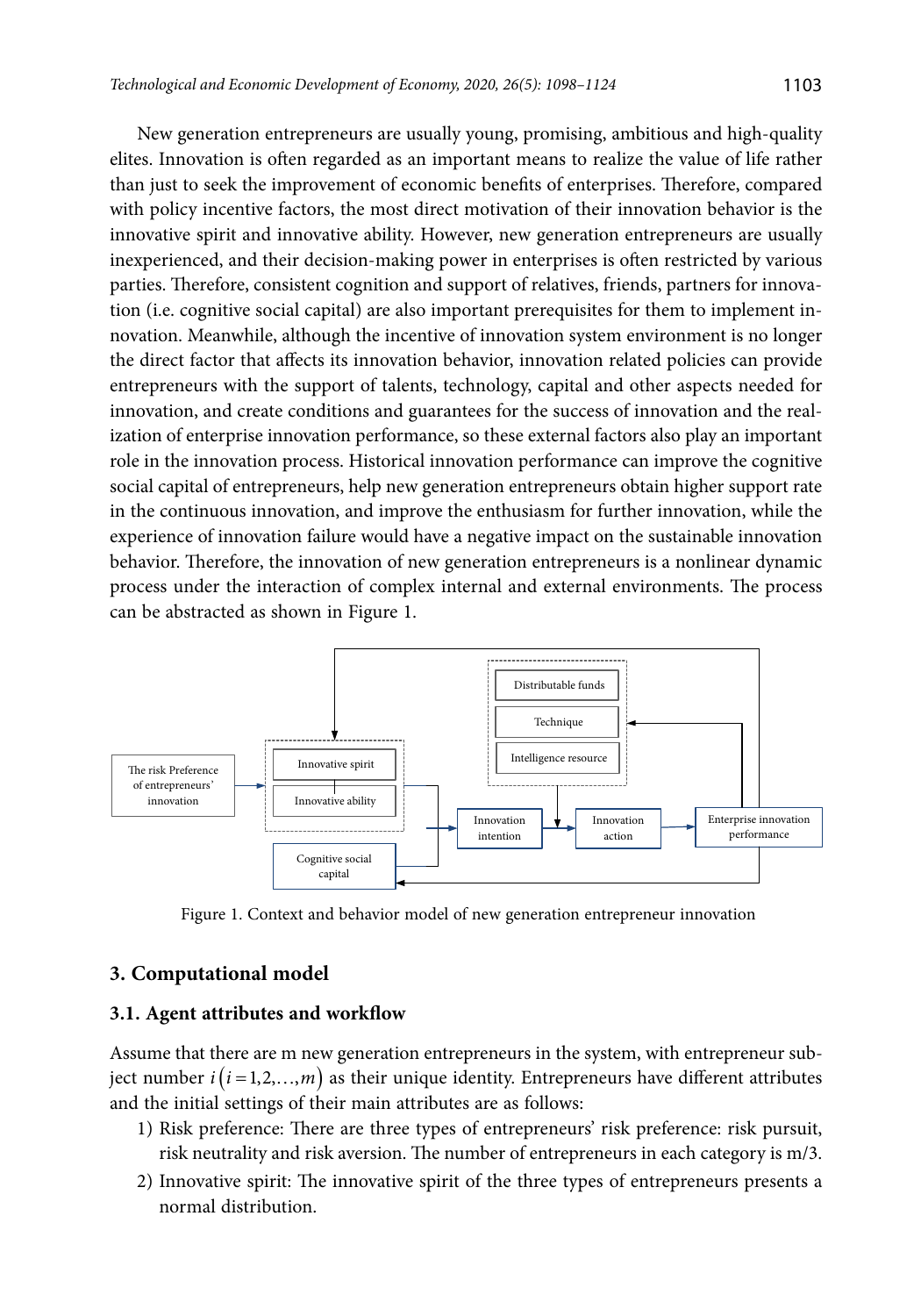New generation entrepreneurs are usually young, promising, ambitious and high-quality elites. Innovation is often regarded as an important means to realize the value of life rather than just to seek the improvement of economic benefits of enterprises. Therefore, compared with policy incentive factors, the most direct motivation of their innovation behavior is the innovative spirit and innovative ability. However, new generation entrepreneurs are usually inexperienced, and their decision-making power in enterprises is often restricted by various parties. Therefore, consistent cognition and support of relatives, friends, partners for innovation (i.e. cognitive social capital) are also important prerequisites for them to implement innovation. Meanwhile, although the incentive of innovation system environment is no longer the direct factor that affects its innovation behavior, innovation related policies can provide entrepreneurs with the support of talents, technology, capital and other aspects needed for innovation, and create conditions and guarantees for the success of innovation and the realization of enterprise innovation performance, so these external factors also play an important role in the innovation process. Historical innovation performance can improve the cognitive social capital of entrepreneurs, help new generation entrepreneurs obtain higher support rate in the continuous innovation, and improve the enthusiasm for further innovation, while the experience of innovation failure would have a negative impact on the sustainable innovation behavior. Therefore, the innovation of new generation entrepreneurs is a nonlinear dynamic process under the interaction of complex internal and external environments. The process can be abstracted as shown in Figure 1.

Figure 1. Context and behavior model of new generation entrepreneur innovation

## 3. Computational model

### 3.1. Agent attributes and workflow

Assume that there are m new generation entrepreneurs in the system, with entrepreneur subject number $i\left(i=1,2,\ldots,m\right)$ as their unique identity. Entrepreneurs have different attributes and the initial settings of their main attributes are as follows:

1) Risk preference: There are three types of entrepreneurs' risk preference: risk pursuit, risk neutrality and risk aversion. The number of entrepreneurs in each category is m/3.
2) Innovative spirit: The innovative spirit of the three types of entrepreneurs presents a normal distribution.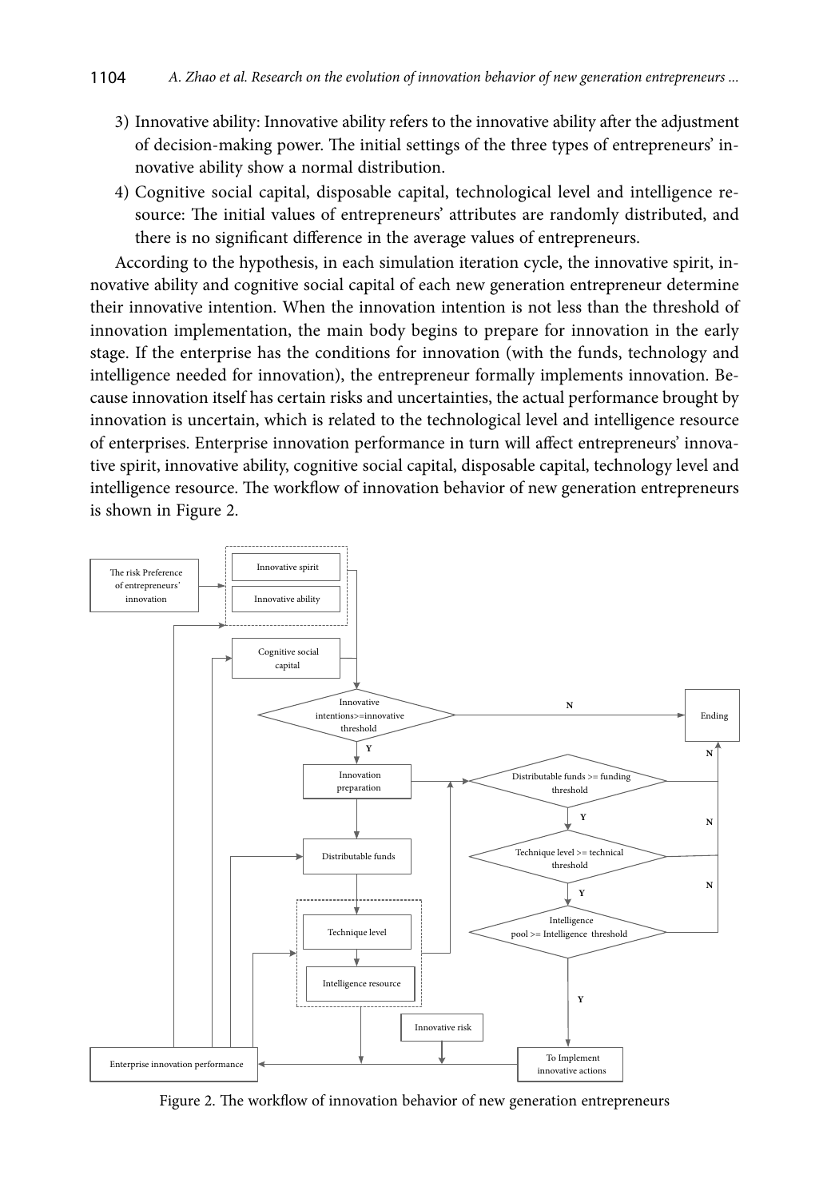3) Innovative ability: Innovative ability refers to the innovative ability after the adjustment of decision-making power. The initial settings of the three types of entrepreneurs' innovative ability show a normal distribution.
4) Cognitive social capital, disposable capital, technological level and intelligence resource: The initial values of entrepreneurs' attributes are randomly distributed, and there is no significant difference in the average values of entrepreneurs.

According to the hypothesis, in each simulation iteration cycle, the innovative spirit, innovative ability and cognitive social capital of each new generation entrepreneur determine their innovative intention. When the innovation intention is not less than the threshold of innovation implementation, the main body begins to prepare for innovation in the early stage. If the enterprise has the conditions for innovation (with the funds, technology and intelligence needed for innovation), the entrepreneur formally implements innovation. Because innovation itself has certain risks and uncertainties, the actual performance brought by innovation is uncertain, which is related to the technological level and intelligence resource of enterprises. Enterprise innovation performance in turn will affect entrepreneurs' innovative spirit, innovative ability, cognitive social capital, disposable capital, technology level and intelligence resource. The workflow of innovation behavior of new generation entrepreneurs is shown in Figure 2.

Figure 2. The workflow of innovation behavior of new generation entrepreneurs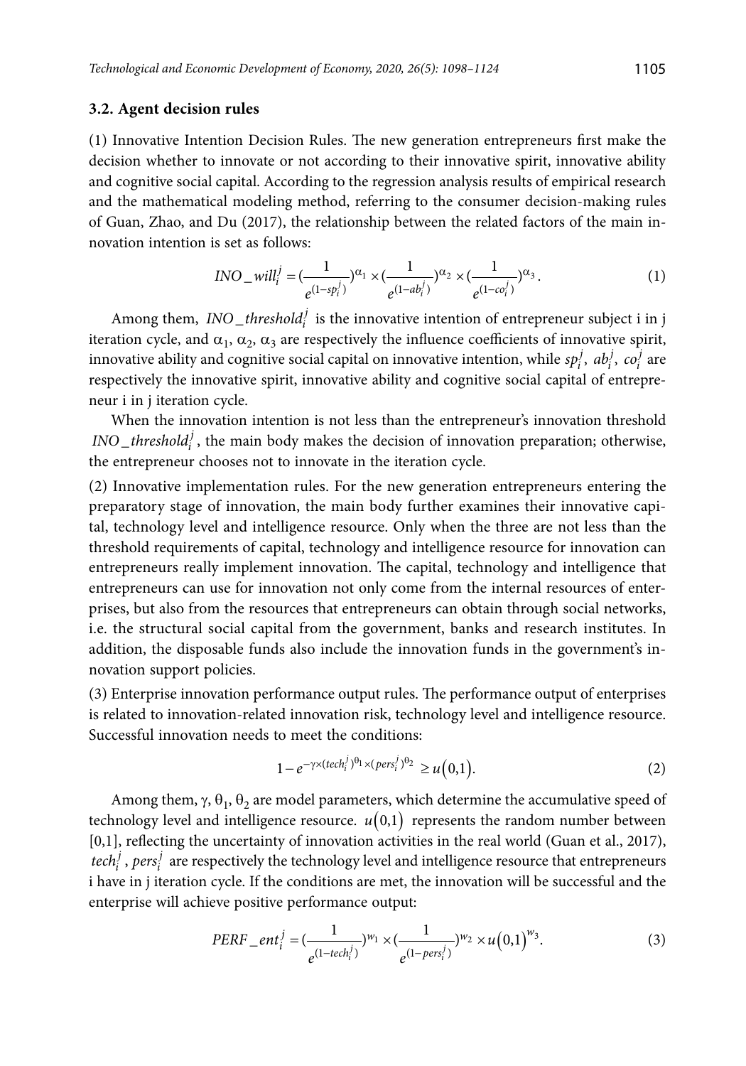### 3.2. Agent decision rules

(1) Innovative Intention Decision Rules. The new generation entrepreneurs first make the decision whether to innovate or not according to their innovative spirit, innovative ability and cognitive social capital. According to the regression analysis results of empirical research and the mathematical modeling method, referring to the consumer decision-making rules of Guan, Zhao, and Du (2017), the relationship between the related factors of the main innovation intention is set as follows:

$$INO\_will_i^j = (\frac{1}{e^{(1-sp_i^j)}})^{\alpha_1} \times (\frac{1}{e^{(1-ab_i^j)}})^{\alpha_2} \times (\frac{1}{e^{(1-co_i^j)}})^{\alpha_3}. \tag{1}$$

Among them, $INO\_threshold_i^j$ is the innovative intention of entrepreneur subject i in j iteration cycle, and $\alpha_1$, $\alpha_2$, $\alpha_3$ are respectively the influence coefficients of innovative spirit, innovative ability and cognitive social capital on innovative intention, while $sp_i^j$, $ab_i^j$, $co_i^j$ are respectively the innovative spirit, innovative ability and cognitive social capital of entrepreneur i in j iteration cycle.

When the innovation intention is not less than the entrepreneur's innovation threshold $INO\_threshold_i^j$, the main body makes the decision of innovation preparation; otherwise, the entrepreneur chooses not to innovate in the iteration cycle.

(2) Innovative implementation rules. For the new generation entrepreneurs entering the preparatory stage of innovation, the main body further examines their innovative capital, technology level and intelligence resource. Only when the three are not less than the threshold requirements of capital, technology and intelligence resource for innovation can entrepreneurs really implement innovation. The capital, technology and intelligence that entrepreneurs can use for innovation not only come from the internal resources of enterprises, but also from the resources that entrepreneurs can obtain through social networks, i.e. the structural social capital from the government, banks and research institutes. In addition, the disposable funds also include the innovation funds in the government's innovation support policies.

(3) Enterprise innovation performance output rules. The performance output of enterprises is related to innovation-related innovation risk, technology level and intelligence resource. Successful innovation needs to meet the conditions:

$$1 - e^{-\gamma \times (tech_i^j)^{\theta_1} \times (pers_i^j)^{\theta_2}} \geq u(0,1). \tag{2}$$

Among them, $\gamma$, $\theta_1$, $\theta_2$ are model parameters, which determine the accumulative speed of technology level and intelligence resource. $u(0,1)$ represents the random number between [0,1], reflecting the uncertainty of innovation activities in the real world (Guan et al., 2017), $tech_i^j$, $pers_i^j$ are respectively the technology level and intelligence resource that entrepreneurs i have in j iteration cycle. If the conditions are met, the innovation will be successful and the enterprise will achieve positive performance output:

$$PERF\_ent_i^j = (\frac{1}{e^{(1-tech_i^j)}})^{w_1} \times (\frac{1}{e^{(1-pers_i^j)}})^{w_2} \times u(0,1)^{w_3}. \tag{3}$$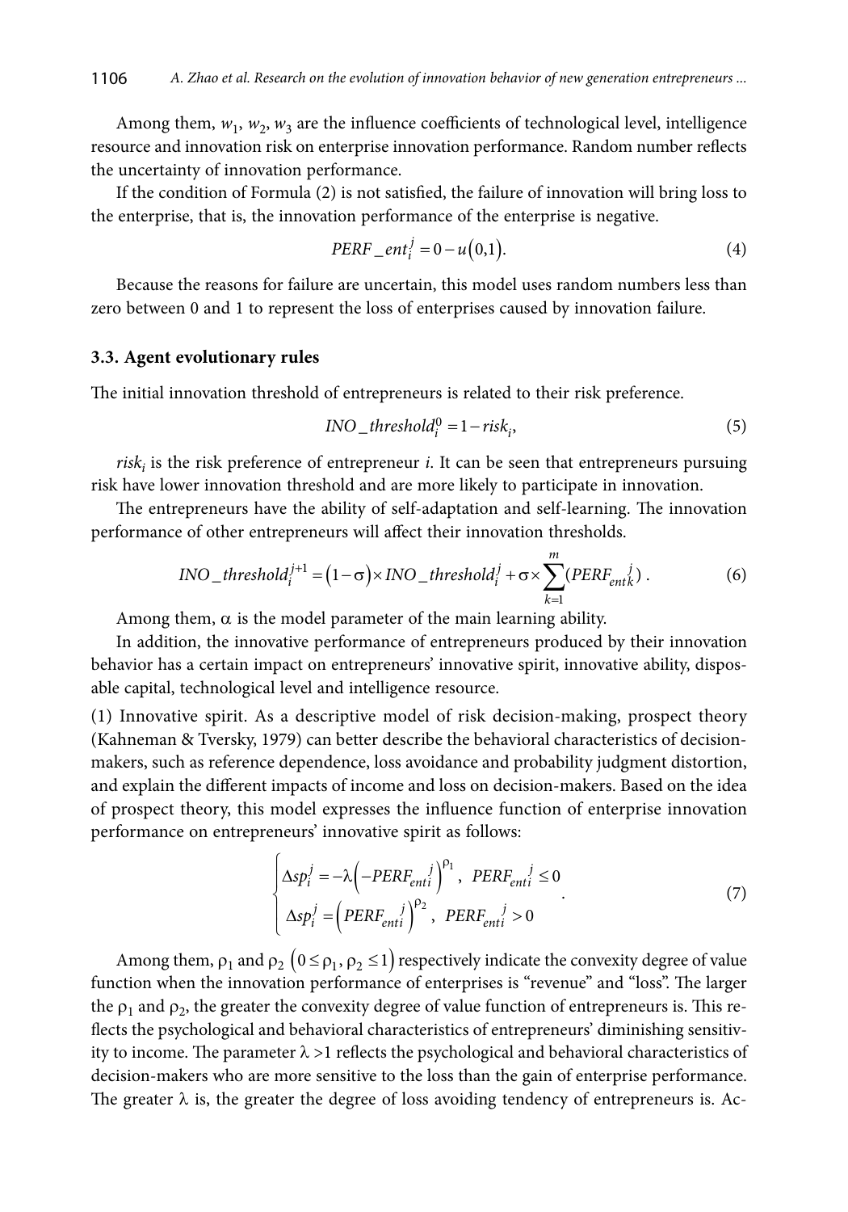Among them, $w_1$, $w_2$, $w_3$ are the influence coefficients of technological level, intelligence resource and innovation risk on enterprise innovation performance. Random number reflects the uncertainty of innovation performance.

If the condition of Formula (2) is not satisfied, the failure of innovation will bring loss to the enterprise, that is, the innovation performance of the enterprise is negative.

$$PERF\_ent_i^j = 0 - u(0,1). \tag{4}$$

Because the reasons for failure are uncertain, this model uses random numbers less than zero between 0 and 1 to represent the loss of enterprises caused by innovation failure.

### 3.3. Agent evolutionary rules

The initial innovation threshold of entrepreneurs is related to their risk preference.

$$INO\_threshold_i^0 = 1 - risk_i, \tag{5}$$

$risk_i$ is the risk preference of entrepreneur *i*. It can be seen that entrepreneurs pursuing risk have lower innovation threshold and are more likely to participate in innovation.

The entrepreneurs have the ability of self-adaptation and self-learning. The innovation performance of other entrepreneurs will affect their innovation thresholds.

$$INO\_threshold_i^{j+1} = (1-\sigma) \times INO\_threshold_i^j + \sigma \times \sum_{k=1}^{m} (PERF_{entk}^{\,j}). \tag{6}$$

Among them, $\alpha$ is the model parameter of the main learning ability.

In addition, the innovative performance of entrepreneurs produced by their innovation behavior has a certain impact on entrepreneurs' innovative spirit, innovative ability, disposable capital, technological level and intelligence resource.

(1) Innovative spirit. As a descriptive model of risk decision-making, prospect theory (Kahneman & Tversky, 1979) can better describe the behavioral characteristics of decision-makers, such as reference dependence, loss avoidance and probability judgment distortion, and explain the different impacts of income and loss on decision-makers. Based on the idea of prospect theory, this model expresses the influence function of enterprise innovation performance on entrepreneurs' innovative spirit as follows:

$$\begin{cases} \Delta sp_i^j = -\lambda \left(-PERF_{enti}^{\,j}\right)^{\rho_1}, \; PERF_{enti}^{\,j} \le 0 \\ \Delta sp_i^j = \left(PERF_{enti}^{\,j}\right)^{\rho_2}, \; PERF_{enti}^{\,j} > 0 \end{cases}. \tag{7}$$

Among them, $\rho_1$ and $\rho_2$ $(0 \le \rho_1, \rho_2 \le 1)$ respectively indicate the convexity degree of value function when the innovation performance of enterprises is "revenue" and "loss". The larger the $\rho_1$ and $\rho_2$, the greater the convexity degree of value function of entrepreneurs is. This reflects the psychological and behavioral characteristics of entrepreneurs' diminishing sensitivity to income. The parameter $\lambda > 1$ reflects the psychological and behavioral characteristics of decision-makers who are more sensitive to the loss than the gain of enterprise performance. The greater $\lambda$ is, the greater the degree of loss avoiding tendency of entrepreneurs is. Ac-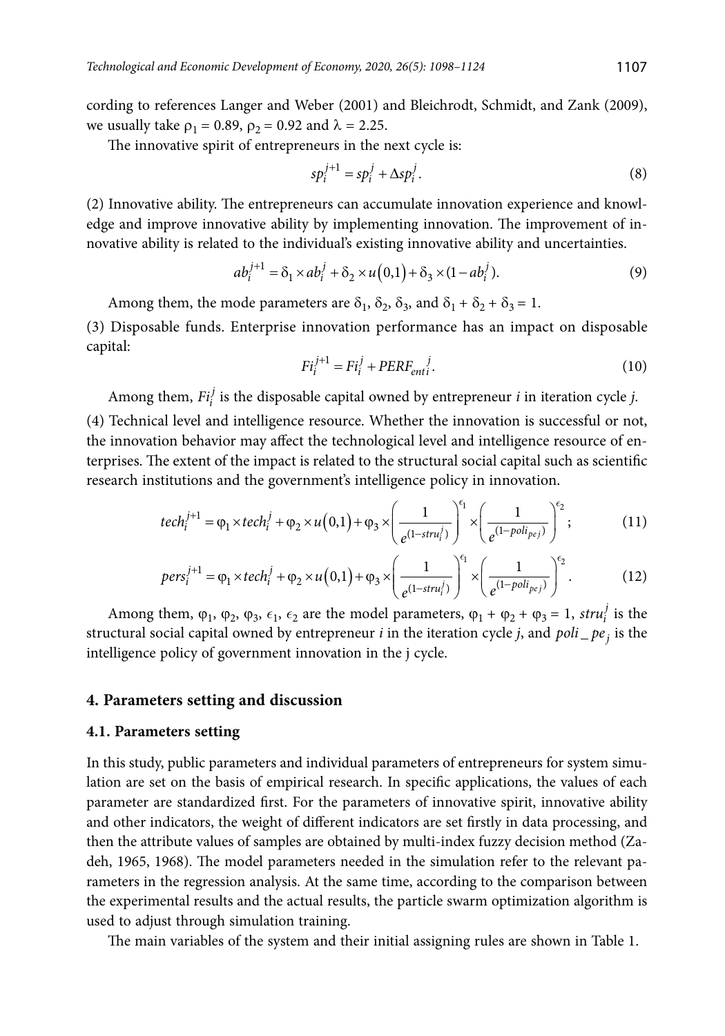cording to references Langer and Weber (2001) and Bleichrodt, Schmidt, and Zank (2009), we usually take $\rho_1 = 0.89$, $\rho_2 = 0.92$ and $\lambda = 2.25$.

The innovative spirit of entrepreneurs in the next cycle is:

$$sp_i^{j+1} = sp_i^j + \Delta sp_i^j. \tag{8}$$

(2) Innovative ability. The entrepreneurs can accumulate innovation experience and knowledge and improve innovative ability by implementing innovation. The improvement of innovative ability is related to the individual's existing innovative ability and uncertainties.

$$ab_i^{j+1} = \delta_1 \times ab_i^j + \delta_2 \times u(0,1) + \delta_3 \times (1 - ab_i^j). \tag{9}$$

Among them, the mode parameters are $\delta_1$, $\delta_2$, $\delta_3$, and $\delta_1 + \delta_2 + \delta_3 = 1$.

(3) Disposable funds. Enterprise innovation performance has an impact on disposable capital:

$$Fi_i^{j+1} = Fi_i^j + PERF_{enti}^{\,j}. \tag{10}$$

Among them, $Fi_i^j$ is the disposable capital owned by entrepreneur $i$ in iteration cycle $j$.

(4) Technical level and intelligence resource. Whether the innovation is successful or not, the innovation behavior may affect the technological level and intelligence resource of enterprises. The extent of the impact is related to the structural social capital such as scientific research institutions and the government's intelligence policy in innovation.

$$tech_i^{j+1} = \varphi_1 \times tech_i^j + \varphi_2 \times u(0,1) + \varphi_3 \times \left(\frac{1}{e^{(1-stru_i^j)}}\right)^{\epsilon_1} \times \left(\frac{1}{e^{(1-poli_{pej})}}\right)^{\epsilon_2}; \tag{11}$$

$$pers_i^{j+1} = \varphi_1 \times tech_i^j + \varphi_2 \times u(0,1) + \varphi_3 \times \left(\frac{1}{e^{(1-stru_i^j)}}\right)^{\epsilon_1} \times \left(\frac{1}{e^{(1-poli_{pej})}}\right)^{\epsilon_2}. \tag{12}$$

Among them, $\varphi_1$, $\varphi_2$, $\varphi_3$, $\epsilon_1$, $\epsilon_2$ are the model parameters, $\varphi_1 + \varphi_2 + \varphi_3 = 1$, $stru_i^j$ is the structural social capital owned by entrepreneur $i$ in the iteration cycle $j$, and $poli\_pe_j$ is the intelligence policy of government innovation in the j cycle.

## 4. Parameters setting and discussion

### 4.1. Parameters setting

In this study, public parameters and individual parameters of entrepreneurs for system simulation are set on the basis of empirical research. In specific applications, the values of each parameter are standardized first. For the parameters of innovative spirit, innovative ability and other indicators, the weight of different indicators are set firstly in data processing, and then the attribute values of samples are obtained by multi-index fuzzy decision method (Zadeh, 1965, 1968). The model parameters needed in the simulation refer to the relevant parameters in the regression analysis. At the same time, according to the comparison between the experimental results and the actual results, the particle swarm optimization algorithm is used to adjust through simulation training.

The main variables of the system and their initial assigning rules are shown in Table 1.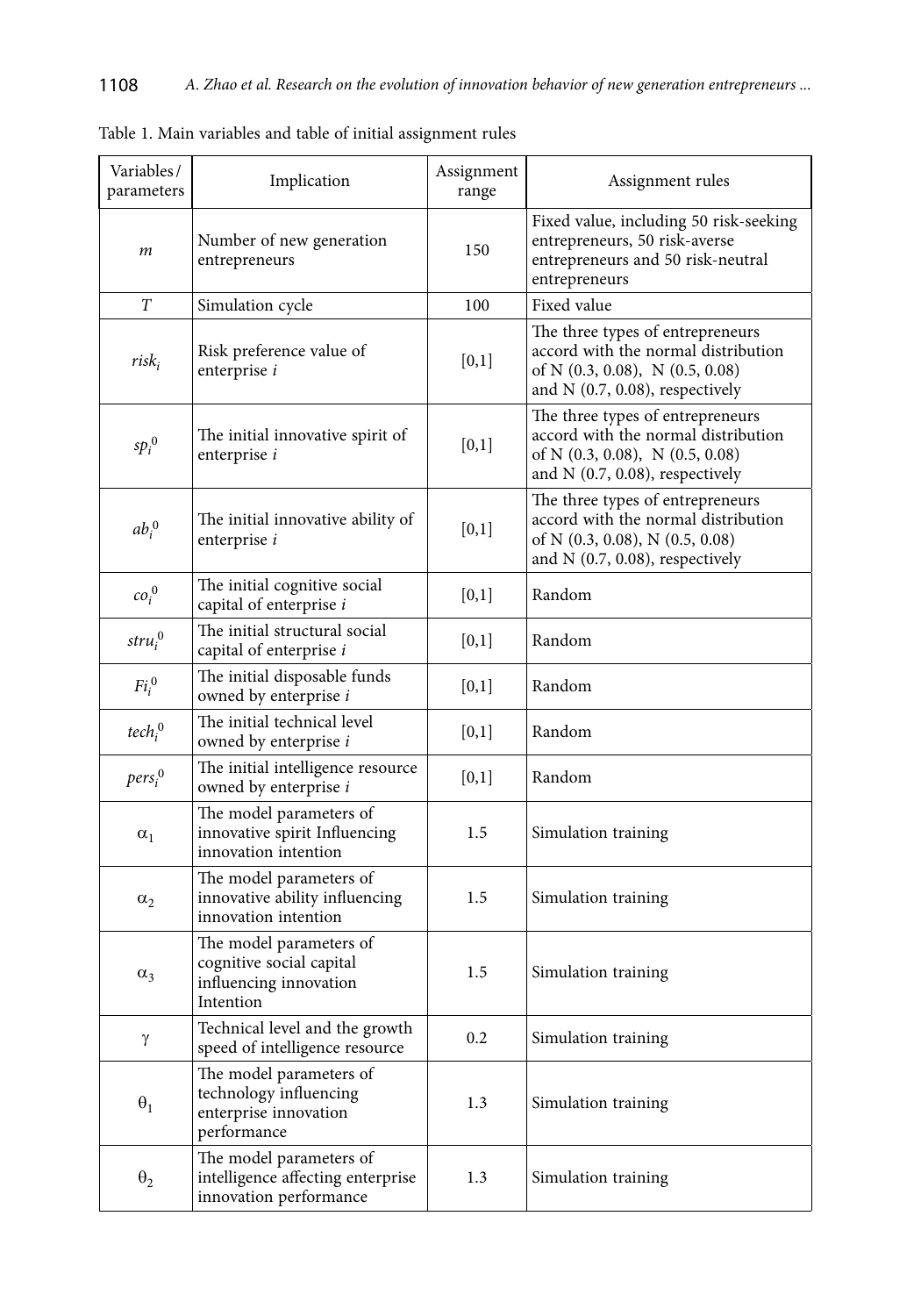Table 1. Main variables and table of initial assignment rules

| Variables/ parameters | Implication | Assignment range | Assignment rules |
|---|---|---|---|
| $m$ | Number of new generation entrepreneurs | 150 | Fixed value, including 50 risk-seeking entrepreneurs, 50 risk-averse entrepreneurs and 50 risk-neutral entrepreneurs |
| $T$ | Simulation cycle | 100 | Fixed value |
| $risk_i$ | Risk preference value of enterprise $i$ | [0,1] | The three types of entrepreneurs accord with the normal distribution of N (0.3, 0.08), N (0.5, 0.08) and N (0.7, 0.08), respectively |
| $sp_i^0$ | The initial innovative spirit of enterprise $i$ | [0,1] | The three types of entrepreneurs accord with the normal distribution of N (0.3, 0.08), N (0.5, 0.08) and N (0.7, 0.08), respectively |
| $ab_i^0$ | The initial innovative ability of enterprise $i$ | [0,1] | The three types of entrepreneurs accord with the normal distribution of N (0.3, 0.08), N (0.5, 0.08) and N (0.7, 0.08), respectively |
| $co_i^0$ | The initial cognitive social capital of enterprise $i$ | [0,1] | Random |
| $stru_i^0$ | The initial structural social capital of enterprise $i$ | [0,1] | Random |
| $Fi_i^0$ | The initial disposable funds owned by enterprise $i$ | [0,1] | Random |
| $tech_i^0$ | The initial technical level owned by enterprise $i$ | [0,1] | Random |
| $pers_i^0$ | The initial intelligence resource owned by enterprise $i$ | [0,1] | Random |
| $\alpha_1$ | The model parameters of innovative spirit Influencing innovation intention | 1.5 | Simulation training |
| $\alpha_2$ | The model parameters of innovative ability influencing innovation intention | 1.5 | Simulation training |
| $\alpha_3$ | The model parameters of cognitive social capital influencing innovation Intention | 1.5 | Simulation training |
| $\gamma$ | Technical level and the growth speed of intelligence resource | 0.2 | Simulation training |
| $\theta_1$ | The model parameters of technology influencing enterprise innovation performance | 1.3 | Simulation training |
| $\theta_2$ | The model parameters of intelligence affecting enterprise innovation performance | 1.3 | Simulation training |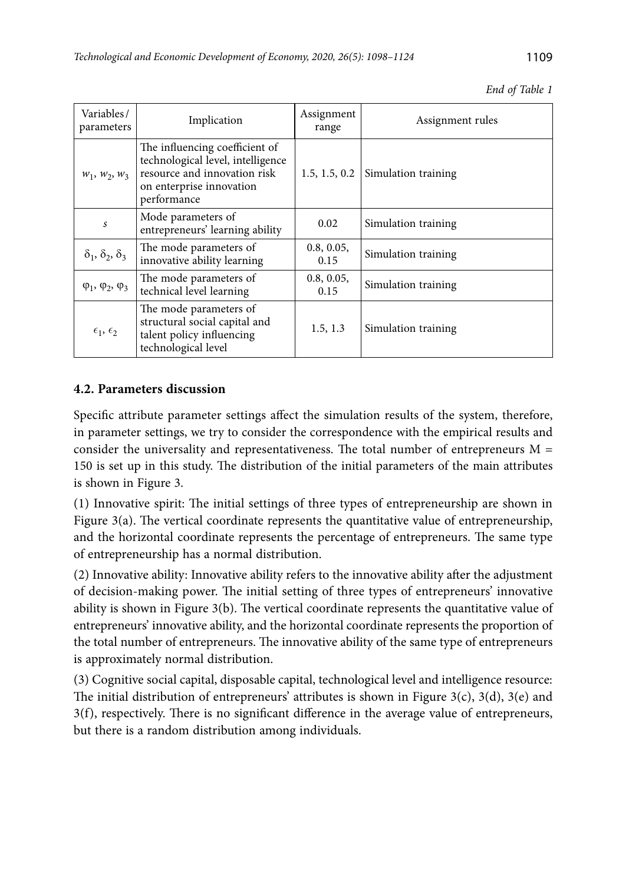*End of Table 1*

| Variables/ parameters | Implication | Assignment range | Assignment rules |
|---|---|---|---|
| $w_1$, $w_2$, $w_3$ | The influencing coefficient of technological level, intelligence resource and innovation risk on enterprise innovation performance | 1.5, 1.5, 0.2 | Simulation training |
| $s$ | Mode parameters of entrepreneurs' learning ability | 0.02 | Simulation training |
| $\delta_1$, $\delta_2$, $\delta_3$ | The mode parameters of innovative ability learning | 0.8, 0.05, 0.15 | Simulation training |
| $\varphi_1$, $\varphi_2$, $\varphi_3$ | The mode parameters of technical level learning | 0.8, 0.05, 0.15 | Simulation training |
| $\epsilon_1$, $\epsilon_2$ | The mode parameters of structural social capital and talent policy influencing technological level | 1.5, 1.3 | Simulation training |

### 4.2. Parameters discussion

Specific attribute parameter settings affect the simulation results of the system, therefore, in parameter settings, we try to consider the correspondence with the empirical results and consider the universality and representativeness. The total number of entrepreneurs $M = 150$ is set up in this study. The distribution of the initial parameters of the main attributes is shown in Figure 3.

(1) Innovative spirit: The initial settings of three types of entrepreneurship are shown in Figure 3(a). The vertical coordinate represents the quantitative value of entrepreneurship, and the horizontal coordinate represents the percentage of entrepreneurs. The same type of entrepreneurship has a normal distribution.

(2) Innovative ability: Innovative ability refers to the innovative ability after the adjustment of decision-making power. The initial setting of three types of entrepreneurs' innovative ability is shown in Figure 3(b). The vertical coordinate represents the quantitative value of entrepreneurs' innovative ability, and the horizontal coordinate represents the proportion of the total number of entrepreneurs. The innovative ability of the same type of entrepreneurs is approximately normal distribution.

(3) Cognitive social capital, disposable capital, technological level and intelligence resource: The initial distribution of entrepreneurs' attributes is shown in Figure 3(c), 3(d), 3(e) and 3(f), respectively. There is no significant difference in the average value of entrepreneurs, but there is a random distribution among individuals.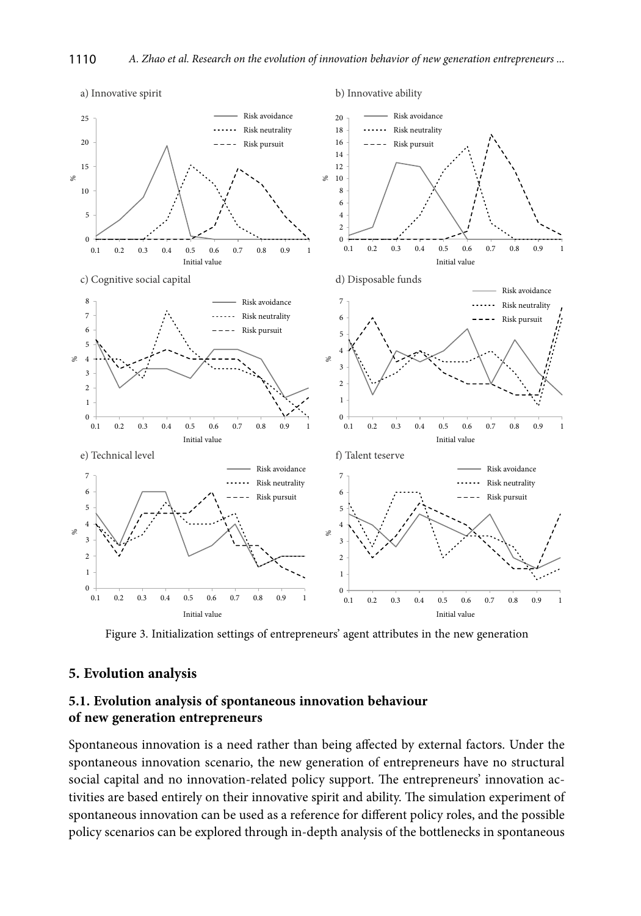Figure 3. Initialization settings of entrepreneurs' agent attributes in the new generation

## 5. Evolution analysis

### 5.1. Evolution analysis of spontaneous innovation behaviour of new generation entrepreneurs

Spontaneous innovation is a need rather than being affected by external factors. Under the spontaneous innovation scenario, the new generation of entrepreneurs have no structural social capital and no innovation-related policy support. The entrepreneurs' innovation activities are based entirely on their innovative spirit and ability. The simulation experiment of spontaneous innovation can be used as a reference for different policy roles, and the possible policy scenarios can be explored through in-depth analysis of the bottlenecks in spontaneous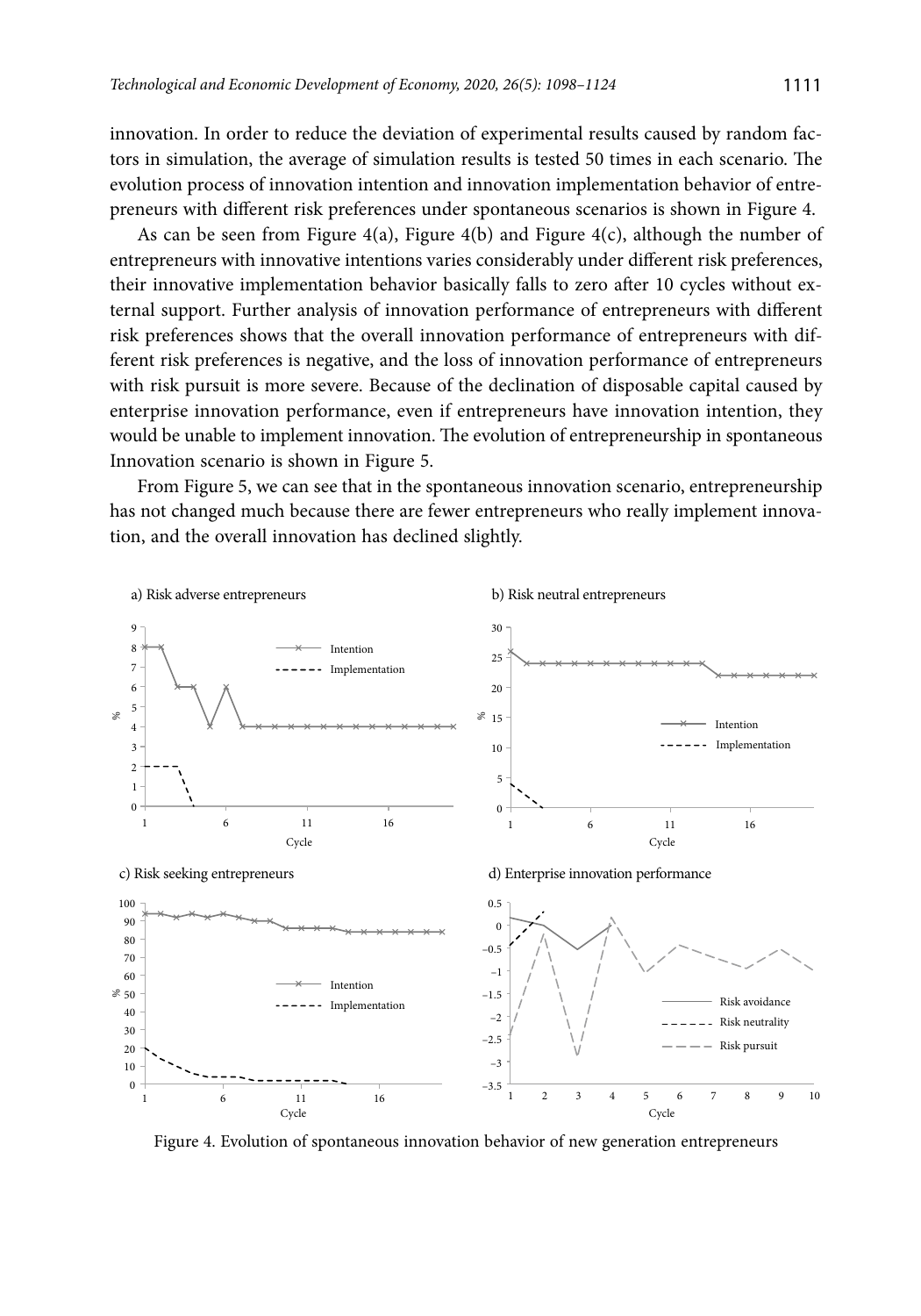innovation. In order to reduce the deviation of experimental results caused by random factors in simulation, the average of simulation results is tested 50 times in each scenario. The evolution process of innovation intention and innovation implementation behavior of entrepreneurs with different risk preferences under spontaneous scenarios is shown in Figure 4.

As can be seen from Figure 4(a), Figure 4(b) and Figure 4(c), although the number of entrepreneurs with innovative intentions varies considerably under different risk preferences, their innovative implementation behavior basically falls to zero after 10 cycles without external support. Further analysis of innovation performance of entrepreneurs with different risk preferences shows that the overall innovation performance of entrepreneurs with different risk preferences is negative, and the loss of innovation performance of entrepreneurs with risk pursuit is more severe. Because of the declination of disposable capital caused by enterprise innovation performance, even if entrepreneurs have innovation intention, they would be unable to implement innovation. The evolution of entrepreneurship in spontaneous Innovation scenario is shown in Figure 5.

From Figure 5, we can see that in the spontaneous innovation scenario, entrepreneurship has not changed much because there are fewer entrepreneurs who really implement innovation, and the overall innovation has declined slightly.

Figure 4. Evolution of spontaneous innovation behavior of new generation entrepreneurs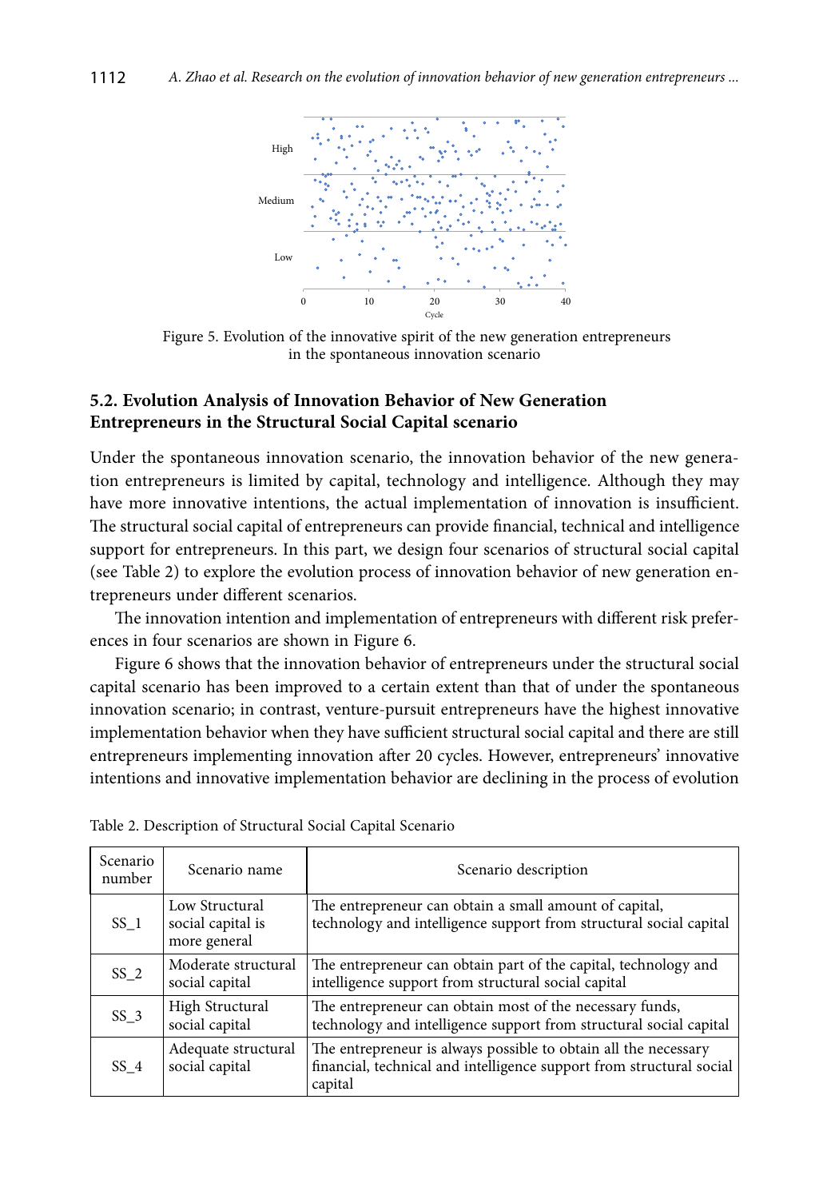Figure 5. Evolution of the innovative spirit of the new generation entrepreneurs in the spontaneous innovation scenario

### 5.2. Evolution Analysis of Innovation Behavior of New Generation Entrepreneurs in the Structural Social Capital scenario

Under the spontaneous innovation scenario, the innovation behavior of the new generation entrepreneurs is limited by capital, technology and intelligence. Although they may have more innovative intentions, the actual implementation of innovation is insufficient. The structural social capital of entrepreneurs can provide financial, technical and intelligence support for entrepreneurs. In this part, we design four scenarios of structural social capital (see Table 2) to explore the evolution process of innovation behavior of new generation entrepreneurs under different scenarios.

The innovation intention and implementation of entrepreneurs with different risk preferences in four scenarios are shown in Figure 6.

Figure 6 shows that the innovation behavior of entrepreneurs under the structural social capital scenario has been improved to a certain extent than that of under the spontaneous innovation scenario; in contrast, venture-pursuit entrepreneurs have the highest innovative implementation behavior when they have sufficient structural social capital and there are still entrepreneurs implementing innovation after 20 cycles. However, entrepreneurs' innovative intentions and innovative implementation behavior are declining in the process of evolution

Table 2. Description of Structural Social Capital Scenario

| Scenario number | Scenario name | Scenario description |
|---|---|---|
| SS_1 | Low Structural social capital is more general | The entrepreneur can obtain a small amount of capital, technology and intelligence support from structural social capital |
| SS_2 | Moderate structural social capital | The entrepreneur can obtain part of the capital, technology and intelligence support from structural social capital |
| SS_3 | High Structural social capital | The entrepreneur can obtain most of the necessary funds, technology and intelligence support from structural social capital |
| SS_4 | Adequate structural social capital | The entrepreneur is always possible to obtain all the necessary financial, technical and intelligence support from structural social capital |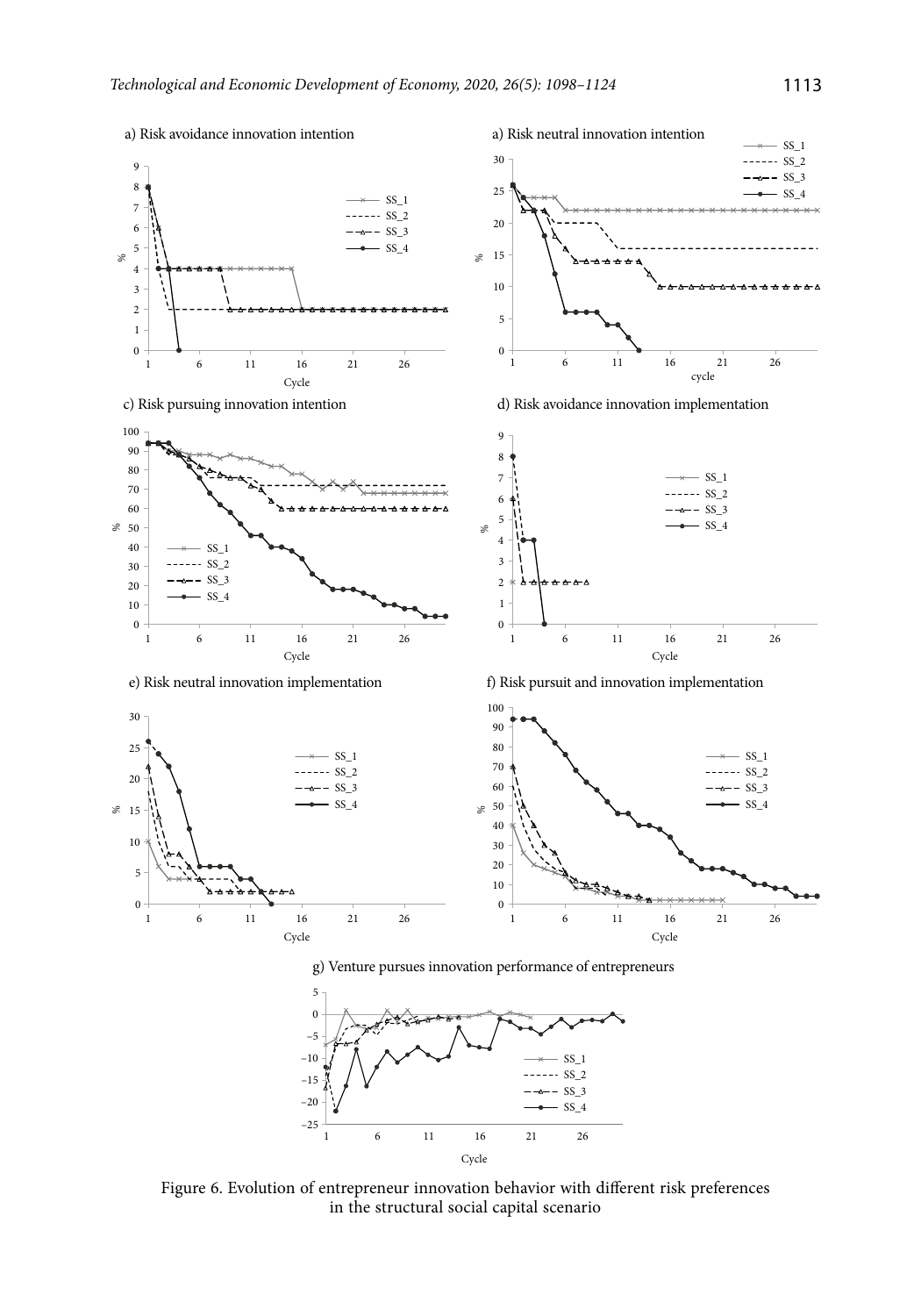a) Risk avoidance innovation intention

a) Risk neutral innovation intention

c) Risk pursuing innovation intention

d) Risk avoidance innovation implementation

e) Risk neutral innovation implementation

f) Risk pursuit and innovation implementation

g) Venture pursues innovation performance of entrepreneurs

Figure 6. Evolution of entrepreneur innovation behavior with different risk preferences in the structural social capital scenario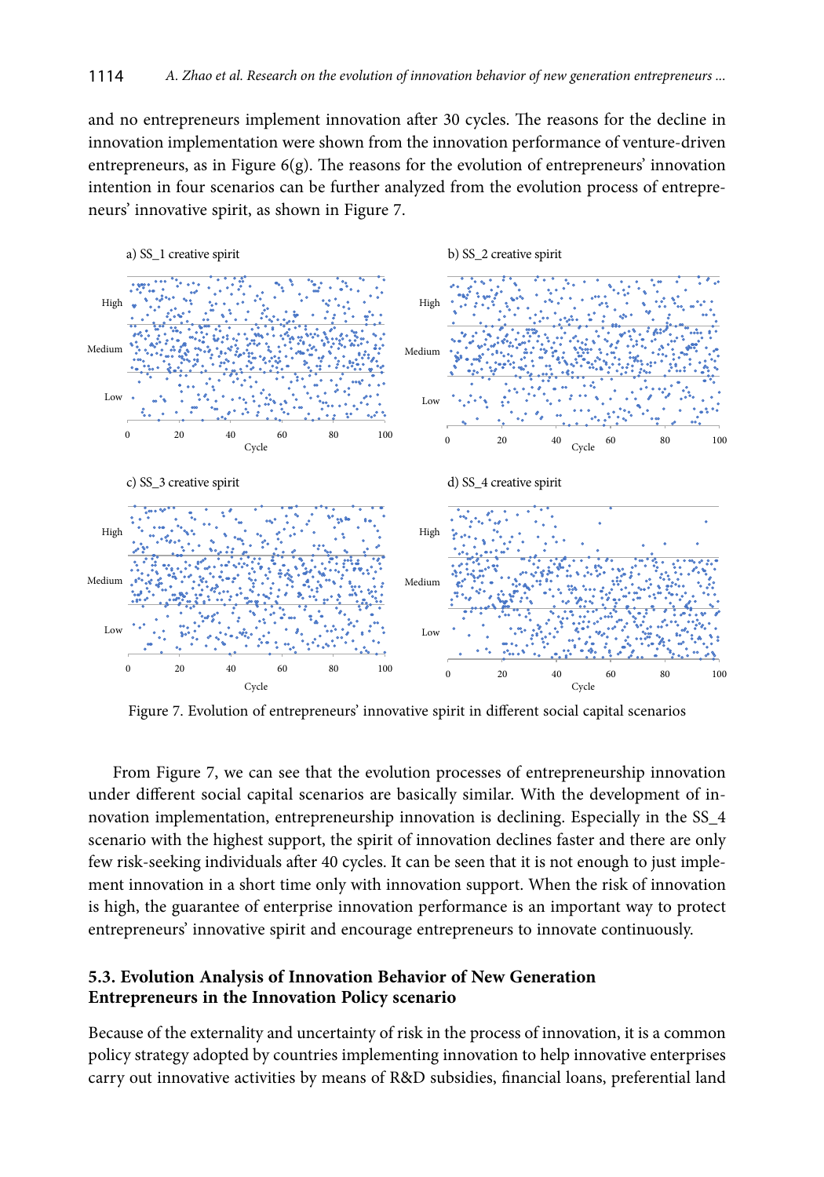and no entrepreneurs implement innovation after 30 cycles. The reasons for the decline in innovation implementation were shown from the innovation performance of venture-driven entrepreneurs, as in Figure 6(g). The reasons for the evolution of entrepreneurs' innovation intention in four scenarios can be further analyzed from the evolution process of entrepreneurs' innovative spirit, as shown in Figure 7.

Figure 7. Evolution of entrepreneurs' innovative spirit in different social capital scenarios

From Figure 7, we can see that the evolution processes of entrepreneurship innovation under different social capital scenarios are basically similar. With the development of innovation implementation, entrepreneurship innovation is declining. Especially in the SS_4 scenario with the highest support, the spirit of innovation declines faster and there are only few risk-seeking individuals after 40 cycles. It can be seen that it is not enough to just implement innovation in a short time only with innovation support. When the risk of innovation is high, the guarantee of enterprise innovation performance is an important way to protect entrepreneurs' innovative spirit and encourage entrepreneurs to innovate continuously.

### 5.3. Evolution Analysis of Innovation Behavior of New Generation Entrepreneurs in the Innovation Policy scenario

Because of the externality and uncertainty of risk in the process of innovation, it is a common policy strategy adopted by countries implementing innovation to help innovative enterprises carry out innovative activities by means of R&D subsidies, financial loans, preferential land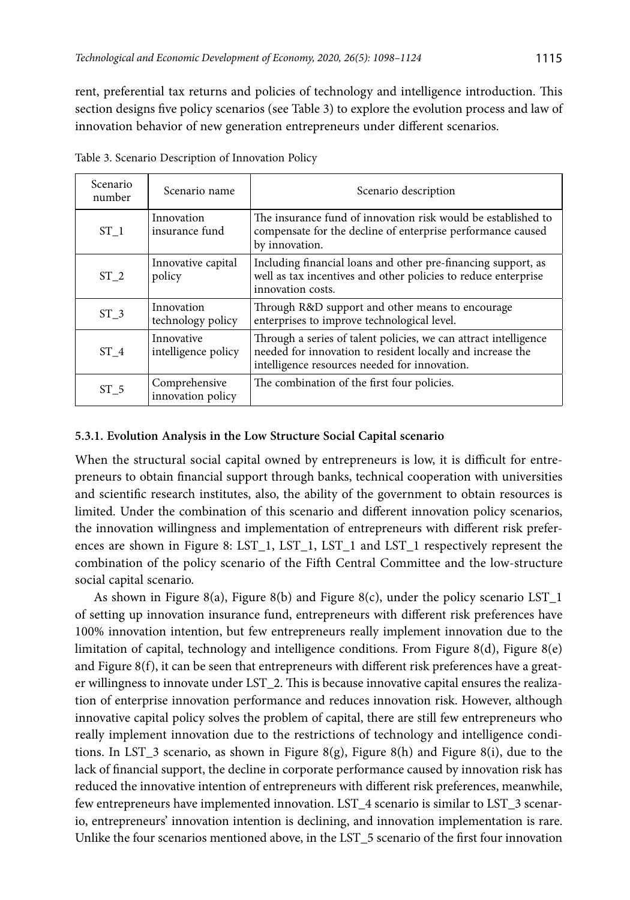rent, preferential tax returns and policies of technology and intelligence introduction. This section designs five policy scenarios (see Table 3) to explore the evolution process and law of innovation behavior of new generation entrepreneurs under different scenarios.

Table 3. Scenario Description of Innovation Policy

| Scenario number | Scenario name | Scenario description |
| --- | --- | --- |
| ST_1 | Innovation insurance fund | The insurance fund of innovation risk would be established to compensate for the decline of enterprise performance caused by innovation. |
| ST_2 | Innovative capital policy | Including financial loans and other pre-financing support, as well as tax incentives and other policies to reduce enterprise innovation costs. |
| ST_3 | Innovation technology policy | Through R&D support and other means to encourage enterprises to improve technological level. |
| ST_4 | Innovative intelligence policy | Through a series of talent policies, we can attract intelligence needed for innovation to resident locally and increase the intelligence resources needed for innovation. |
| ST_5 | Comprehensive innovation policy | The combination of the first four policies. |

#### 5.3.1. Evolution Analysis in the Low Structure Social Capital scenario

When the structural social capital owned by entrepreneurs is low, it is difficult for entrepreneurs to obtain financial support through banks, technical cooperation with universities and scientific research institutes, also, the ability of the government to obtain resources is limited. Under the combination of this scenario and different innovation policy scenarios, the innovation willingness and implementation of entrepreneurs with different risk preferences are shown in Figure 8: LST_1, LST_1, LST_1 and LST_1 respectively represent the combination of the policy scenario of the Fifth Central Committee and the low-structure social capital scenario.

As shown in Figure 8(a), Figure 8(b) and Figure 8(c), under the policy scenario LST_1 of setting up innovation insurance fund, entrepreneurs with different risk preferences have 100% innovation intention, but few entrepreneurs really implement innovation due to the limitation of capital, technology and intelligence conditions. From Figure 8(d), Figure 8(e) and Figure 8(f), it can be seen that entrepreneurs with different risk preferences have a greater willingness to innovate under LST_2. This is because innovative capital ensures the realization of enterprise innovation performance and reduces innovation risk. However, although innovative capital policy solves the problem of capital, there are still few entrepreneurs who really implement innovation due to the restrictions of technology and intelligence conditions. In LST_3 scenario, as shown in Figure 8(g), Figure 8(h) and Figure 8(i), due to the lack of financial support, the decline in corporate performance caused by innovation risk has reduced the innovative intention of entrepreneurs with different risk preferences, meanwhile, few entrepreneurs have implemented innovation. LST_4 scenario is similar to LST_3 scenario, entrepreneurs' innovation intention is declining, and innovation implementation is rare. Unlike the four scenarios mentioned above, in the LST_5 scenario of the first four innovation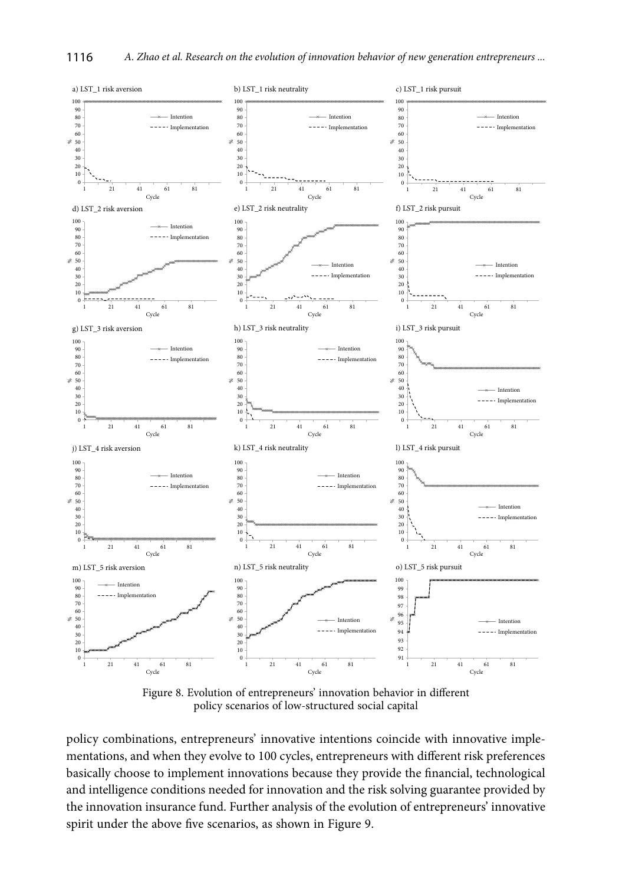Figure 8. Evolution of entrepreneurs' innovation behavior in different policy scenarios of low-structured social capital

policy combinations, entrepreneurs' innovative intentions coincide with innovative implementations, and when they evolve to 100 cycles, entrepreneurs with different risk preferences basically choose to implement innovations because they provide the financial, technological and intelligence conditions needed for innovation and the risk solving guarantee provided by the innovation insurance fund. Further analysis of the evolution of entrepreneurs' innovative spirit under the above five scenarios, as shown in Figure 9.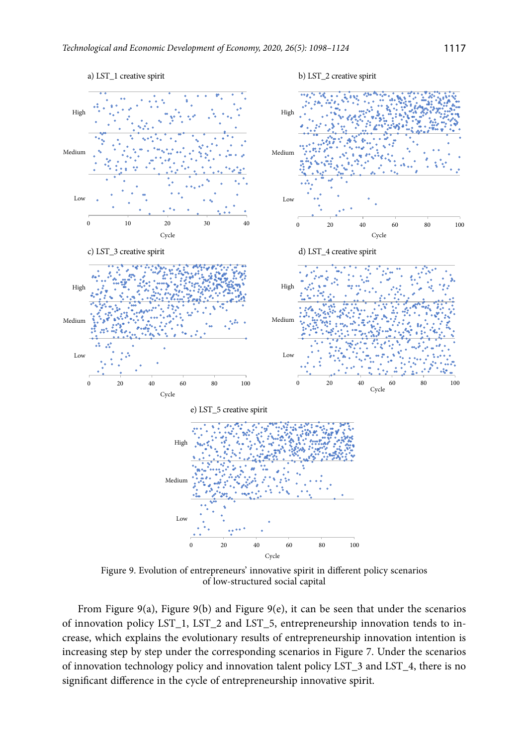a) LST_1 creative spirit

b) LST_2 creative spirit

c) LST_3 creative spirit

d) LST_4 creative spirit

e) LST_5 creative spirit

Figure 9. Evolution of entrepreneurs' innovative spirit in different policy scenarios of low-structured social capital

From Figure 9(a), Figure 9(b) and Figure 9(e), it can be seen that under the scenarios of innovation policy LST_1, LST_2 and LST_5, entrepreneurship innovation tends to increase, which explains the evolutionary results of entrepreneurship innovation intention is increasing step by step under the corresponding scenarios in Figure 7. Under the scenarios of innovation technology policy and innovation talent policy LST_3 and LST_4, there is no significant difference in the cycle of entrepreneurship innovative spirit.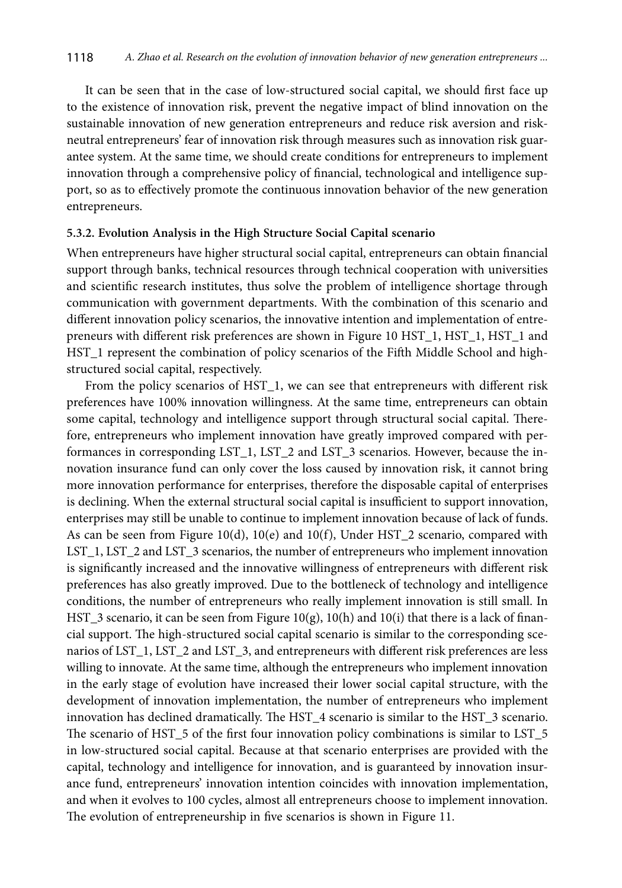It can be seen that in the case of low-structured social capital, we should first face up to the existence of innovation risk, prevent the negative impact of blind innovation on the sustainable innovation of new generation entrepreneurs and reduce risk aversion and risk-neutral entrepreneurs' fear of innovation risk through measures such as innovation risk guarantee system. At the same time, we should create conditions for entrepreneurs to implement innovation through a comprehensive policy of financial, technological and intelligence support, so as to effectively promote the continuous innovation behavior of the new generation entrepreneurs.

#### 5.3.2. Evolution Analysis in the High Structure Social Capital scenario

When entrepreneurs have higher structural social capital, entrepreneurs can obtain financial support through banks, technical resources through technical cooperation with universities and scientific research institutes, thus solve the problem of intelligence shortage through communication with government departments. With the combination of this scenario and different innovation policy scenarios, the innovative intention and implementation of entrepreneurs with different risk preferences are shown in Figure 10 HST_1, HST_1, HST_1 and HST_1 represent the combination of policy scenarios of the Fifth Middle School and high-structured social capital, respectively.

From the policy scenarios of HST_1, we can see that entrepreneurs with different risk preferences have 100% innovation willingness. At the same time, entrepreneurs can obtain some capital, technology and intelligence support through structural social capital. Therefore, entrepreneurs who implement innovation have greatly improved compared with performances in corresponding LST_1, LST_2 and LST_3 scenarios. However, because the innovation insurance fund can only cover the loss caused by innovation risk, it cannot bring more innovation performance for enterprises, therefore the disposable capital of enterprises is declining. When the external structural social capital is insufficient to support innovation, enterprises may still be unable to continue to implement innovation because of lack of funds. As can be seen from Figure 10(d), 10(e) and 10(f), Under HST_2 scenario, compared with LST_1, LST_2 and LST_3 scenarios, the number of entrepreneurs who implement innovation is significantly increased and the innovative willingness of entrepreneurs with different risk preferences has also greatly improved. Due to the bottleneck of technology and intelligence conditions, the number of entrepreneurs who really implement innovation is still small. In HST_3 scenario, it can be seen from Figure 10(g), 10(h) and 10(i) that there is a lack of financial support. The high-structured social capital scenario is similar to the corresponding scenarios of LST_1, LST_2 and LST_3, and entrepreneurs with different risk preferences are less willing to innovate. At the same time, although the entrepreneurs who implement innovation in the early stage of evolution have increased their lower social capital structure, with the development of innovation implementation, the number of entrepreneurs who implement innovation has declined dramatically. The HST_4 scenario is similar to the HST_3 scenario. The scenario of HST_5 of the first four innovation policy combinations is similar to LST_5 in low-structured social capital. Because at that scenario enterprises are provided with the capital, technology and intelligence for innovation, and is guaranteed by innovation insurance fund, entrepreneurs' innovation intention coincides with innovation implementation, and when it evolves to 100 cycles, almost all entrepreneurs choose to implement innovation. The evolution of entrepreneurship in five scenarios is shown in Figure 11.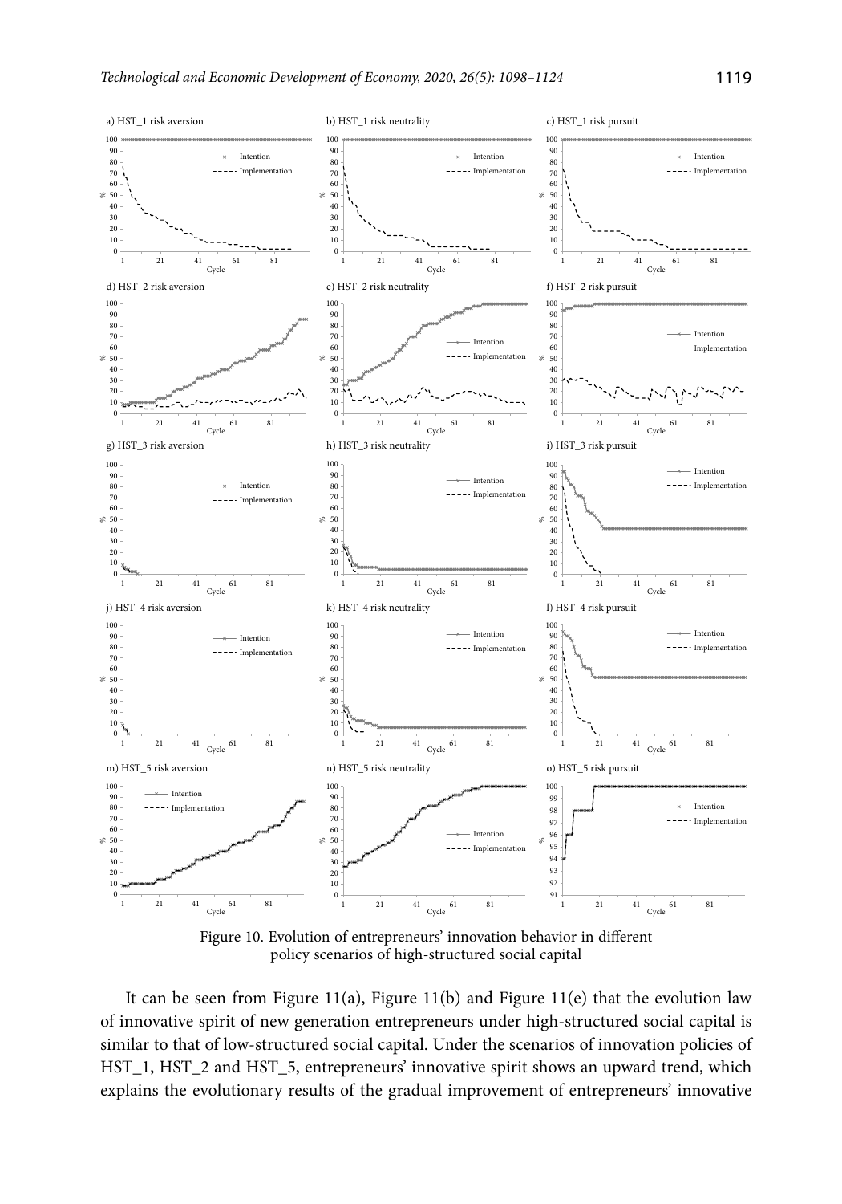Figure 10. Evolution of entrepreneurs' innovation behavior in different policy scenarios of high-structured social capital

It can be seen from Figure 11(a), Figure 11(b) and Figure 11(e) that the evolution law of innovative spirit of new generation entrepreneurs under high-structured social capital is similar to that of low-structured social capital. Under the scenarios of innovation policies of HST_1, HST_2 and HST_5, entrepreneurs' innovative spirit shows an upward trend, which explains the evolutionary results of the gradual improvement of entrepreneurs' innovative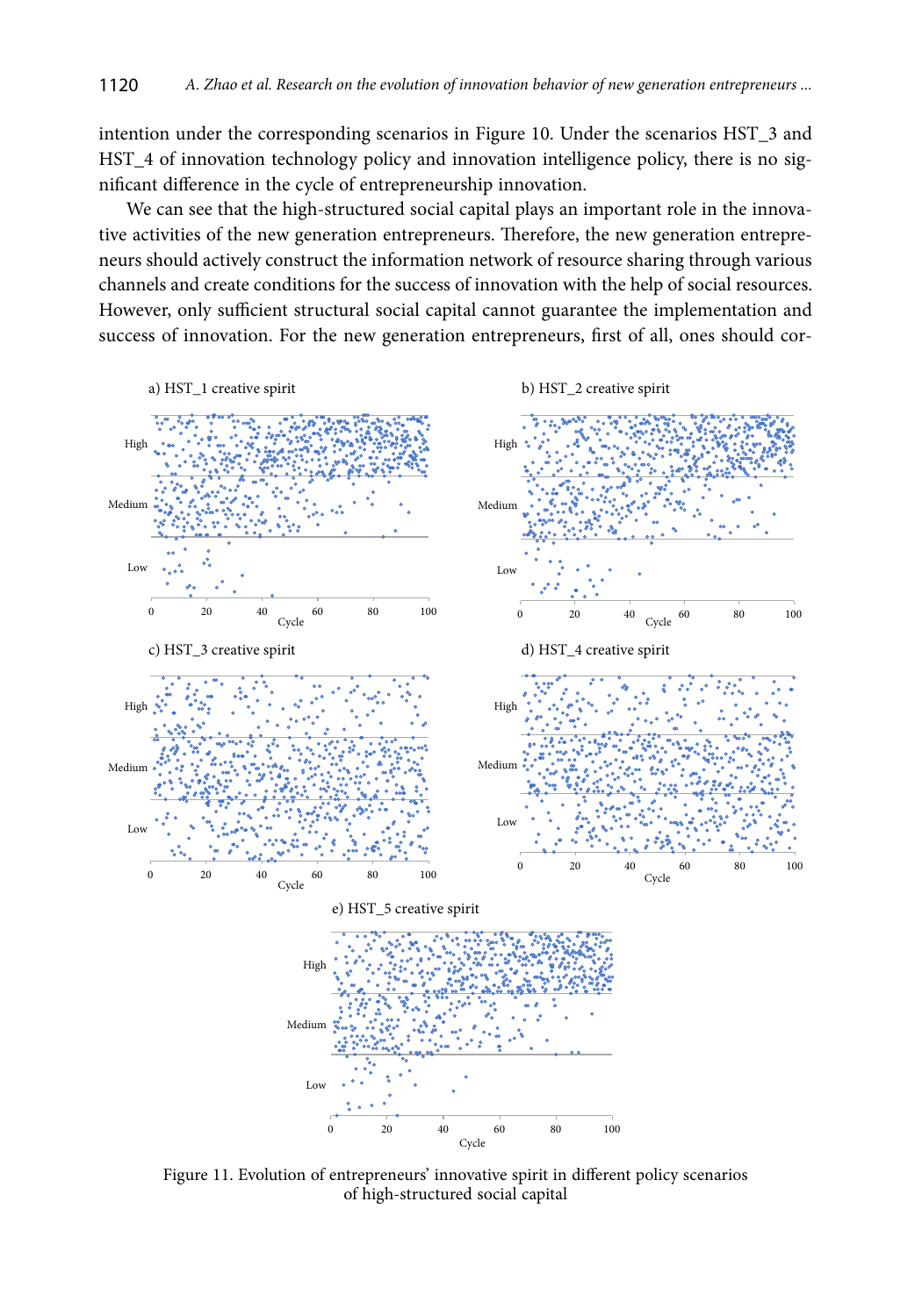intention under the corresponding scenarios in Figure 10. Under the scenarios HST_3 and HST_4 of innovation technology policy and innovation intelligence policy, there is no significant difference in the cycle of entrepreneurship innovation.

We can see that the high-structured social capital plays an important role in the innovative activities of the new generation entrepreneurs. Therefore, the new generation entrepreneurs should actively construct the information network of resource sharing through various channels and create conditions for the success of innovation with the help of social resources. However, only sufficient structural social capital cannot guarantee the implementation and success of innovation. For the new generation entrepreneurs, first of all, ones should cor-

Figure 11. Evolution of entrepreneurs' innovative spirit in different policy scenarios of high-structured social capital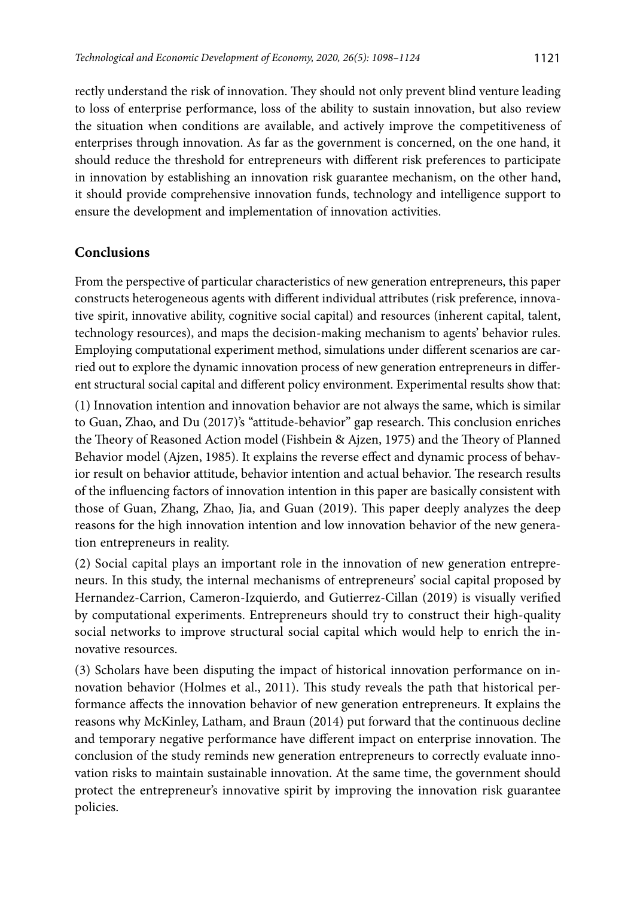rectly understand the risk of innovation. They should not only prevent blind venture leading to loss of enterprise performance, loss of the ability to sustain innovation, but also review the situation when conditions are available, and actively improve the competitiveness of enterprises through innovation. As far as the government is concerned, on the one hand, it should reduce the threshold for entrepreneurs with different risk preferences to participate in innovation by establishing an innovation risk guarantee mechanism, on the other hand, it should provide comprehensive innovation funds, technology and intelligence support to ensure the development and implementation of innovation activities.

## Conclusions

From the perspective of particular characteristics of new generation entrepreneurs, this paper constructs heterogeneous agents with different individual attributes (risk preference, innovative spirit, innovative ability, cognitive social capital) and resources (inherent capital, talent, technology resources), and maps the decision-making mechanism to agents' behavior rules. Employing computational experiment method, simulations under different scenarios are carried out to explore the dynamic innovation process of new generation entrepreneurs in different structural social capital and different policy environment. Experimental results show that:

(1) Innovation intention and innovation behavior are not always the same, which is similar to Guan, Zhao, and Du (2017)'s "attitude-behavior" gap research. This conclusion enriches the Theory of Reasoned Action model (Fishbein & Ajzen, 1975) and the Theory of Planned Behavior model (Ajzen, 1985). It explains the reverse effect and dynamic process of behavior result on behavior attitude, behavior intention and actual behavior. The research results of the influencing factors of innovation intention in this paper are basically consistent with those of Guan, Zhang, Zhao, Jia, and Guan (2019). This paper deeply analyzes the deep reasons for the high innovation intention and low innovation behavior of the new generation entrepreneurs in reality.

(2) Social capital plays an important role in the innovation of new generation entrepreneurs. In this study, the internal mechanisms of entrepreneurs' social capital proposed by Hernandez-Carrion, Cameron-Izquierdo, and Gutierrez-Cillan (2019) is visually verified by computational experiments. Entrepreneurs should try to construct their high-quality social networks to improve structural social capital which would help to enrich the innovative resources.

(3) Scholars have been disputing the impact of historical innovation performance on innovation behavior (Holmes et al., 2011). This study reveals the path that historical performance affects the innovation behavior of new generation entrepreneurs. It explains the reasons why McKinley, Latham, and Braun (2014) put forward that the continuous decline and temporary negative performance have different impact on enterprise innovation. The conclusion of the study reminds new generation entrepreneurs to correctly evaluate innovation risks to maintain sustainable innovation. At the same time, the government should protect the entrepreneur's innovative spirit by improving the innovation risk guarantee policies.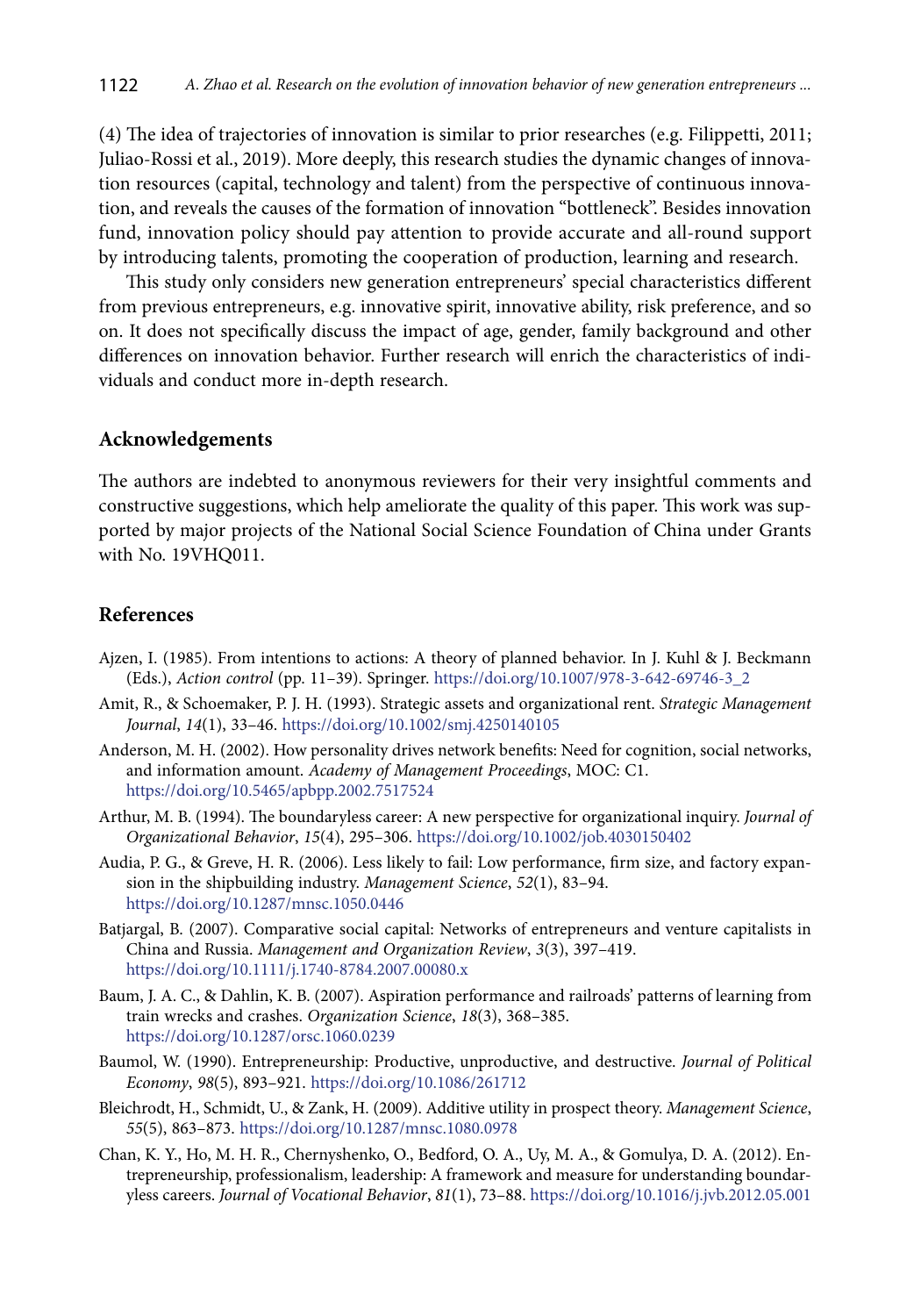(4) The idea of trajectories of innovation is similar to prior researches (e.g. Filippetti, 2011; Juliao-Rossi et al., 2019). More deeply, this research studies the dynamic changes of innovation resources (capital, technology and talent) from the perspective of continuous innovation, and reveals the causes of the formation of innovation "bottleneck". Besides innovation fund, innovation policy should pay attention to provide accurate and all-round support by introducing talents, promoting the cooperation of production, learning and research.

This study only considers new generation entrepreneurs' special characteristics different from previous entrepreneurs, e.g. innovative spirit, innovative ability, risk preference, and so on. It does not specifically discuss the impact of age, gender, family background and other differences on innovation behavior. Further research will enrich the characteristics of individuals and conduct more in-depth research.

## Acknowledgements

The authors are indebted to anonymous reviewers for their very insightful comments and constructive suggestions, which help ameliorate the quality of this paper. This work was supported by major projects of the National Social Science Foundation of China under Grants with No. 19VHQ011.

## References

Ajzen, I. (1985). From intentions to actions: A theory of planned behavior. In J. Kuhl & J. Beckmann (Eds.), *Action control* (pp. 11–39). Springer. https://doi.org/10.1007/978-3-642-69746-3_2

Amit, R., & Schoemaker, P. J. H. (1993). Strategic assets and organizational rent. *Strategic Management Journal*, *14*(1), 33–46. https://doi.org/10.1002/smj.4250140105

Anderson, M. H. (2002). How personality drives network benefits: Need for cognition, social networks, and information amount. *Academy of Management Proceedings*, MOC: C1. https://doi.org/10.5465/apbpp.2002.7517524

Arthur, M. B. (1994). The boundaryless career: A new perspective for organizational inquiry. *Journal of Organizational Behavior*, *15*(4), 295–306. https://doi.org/10.1002/job.4030150402

Audia, P. G., & Greve, H. R. (2006). Less likely to fail: Low performance, firm size, and factory expansion in the shipbuilding industry. *Management Science*, *52*(1), 83–94. https://doi.org/10.1287/mnsc.1050.0446

Batjargal, B. (2007). Comparative social capital: Networks of entrepreneurs and venture capitalists in China and Russia. *Management and Organization Review*, *3*(3), 397–419. https://doi.org/10.1111/j.1740-8784.2007.00080.x

Baum, J. A. C., & Dahlin, K. B. (2007). Aspiration performance and railroads' patterns of learning from train wrecks and crashes. *Organization Science*, *18*(3), 368–385. https://doi.org/10.1287/orsc.1060.0239

Baumol, W. (1990). Entrepreneurship: Productive, unproductive, and destructive. *Journal of Political Economy*, *98*(5), 893–921. https://doi.org/10.1086/261712

Bleichrodt, H., Schmidt, U., & Zank, H. (2009). Additive utility in prospect theory. *Management Science*, *55*(5), 863–873. https://doi.org/10.1287/mnsc.1080.0978

Chan, K. Y., Ho, M. H. R., Chernyshenko, O., Bedford, O. A., Uy, M. A., & Gomulya, D. A. (2012). Entrepreneurship, professionalism, leadership: A framework and measure for understanding boundaryless careers. *Journal of Vocational Behavior*, *81*(1), 73–88. https://doi.org/10.1016/j.jvb.2012.05.001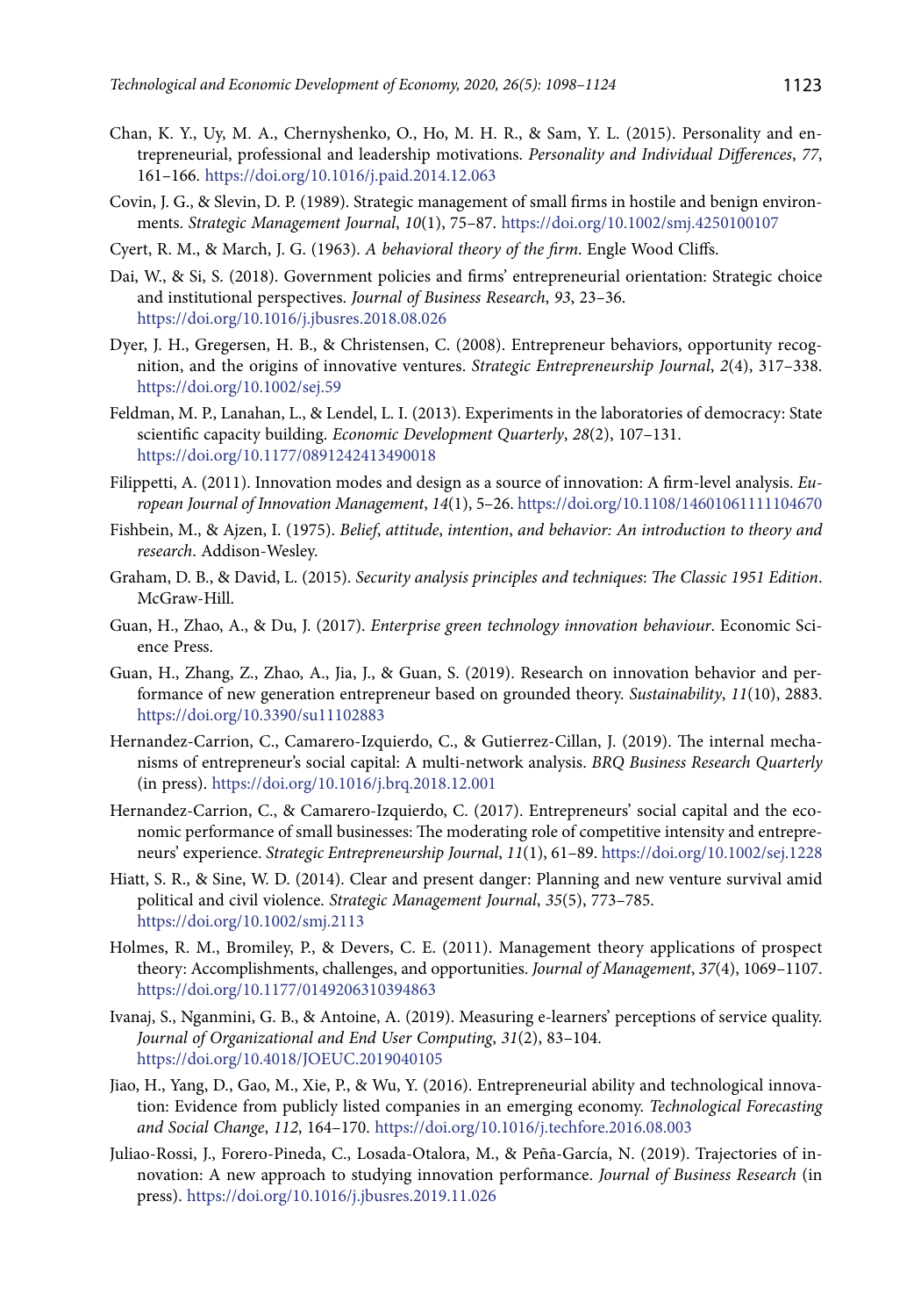Chan, K. Y., Uy, M. A., Chernyshenko, O., Ho, M. H. R., & Sam, Y. L. (2015). Personality and entrepreneurial, professional and leadership motivations. *Personality and Individual Differences*, *77*, 161–166. https://doi.org/10.1016/j.paid.2014.12.063

Covin, J. G., & Slevin, D. P. (1989). Strategic management of small firms in hostile and benign environments. *Strategic Management Journal*, *10*(1), 75–87. https://doi.org/10.1002/smj.4250100107

Cyert, R. M., & March, J. G. (1963). *A behavioral theory of the firm*. Engle Wood Cliffs.

Dai, W., & Si, S. (2018). Government policies and firms' entrepreneurial orientation: Strategic choice and institutional perspectives. *Journal of Business Research*, *93*, 23–36. https://doi.org/10.1016/j.jbusres.2018.08.026

Dyer, J. H., Gregersen, H. B., & Christensen, C. (2008). Entrepreneur behaviors, opportunity recognition, and the origins of innovative ventures. *Strategic Entrepreneurship Journal*, *2*(4), 317–338. https://doi.org/10.1002/sej.59

Feldman, M. P., Lanahan, L., & Lendel, L. I. (2013). Experiments in the laboratories of democracy: State scientific capacity building. *Economic Development Quarterly*, *28*(2), 107–131. https://doi.org/10.1177/0891242413490018

Filippetti, A. (2011). Innovation modes and design as a source of innovation: A firm-level analysis. *European Journal of Innovation Management*, *14*(1), 5–26. https://doi.org/10.1108/14601061111104670

Fishbein, M., & Ajzen, I. (1975). *Belief, attitude, intention, and behavior: An introduction to theory and research*. Addison-Wesley.

Graham, D. B., & David, L. (2015). *Security analysis principles and techniques: The Classic 1951 Edition*. McGraw-Hill.

Guan, H., Zhao, A., & Du, J. (2017). *Enterprise green technology innovation behaviour*. Economic Science Press.

Guan, H., Zhang, Z., Zhao, A., Jia, J., & Guan, S. (2019). Research on innovation behavior and performance of new generation entrepreneur based on grounded theory. *Sustainability*, *11*(10), 2883. https://doi.org/10.3390/su11102883

Hernandez-Carrion, C., Camarero-Izquierdo, C., & Gutierrez-Cillan, J. (2019). The internal mechanisms of entrepreneur's social capital: A multi-network analysis. *BRQ Business Research Quarterly* (in press). https://doi.org/10.1016/j.brq.2018.12.001

Hernandez-Carrion, C., & Camarero-Izquierdo, C. (2017). Entrepreneurs' social capital and the economic performance of small businesses: The moderating role of competitive intensity and entrepreneurs' experience. *Strategic Entrepreneurship Journal*, *11*(1), 61–89. https://doi.org/10.1002/sej.1228

Hiatt, S. R., & Sine, W. D. (2014). Clear and present danger: Planning and new venture survival amid political and civil violence. *Strategic Management Journal*, *35*(5), 773–785. https://doi.org/10.1002/smj.2113

Holmes, R. M., Bromiley, P., & Devers, C. E. (2011). Management theory applications of prospect theory: Accomplishments, challenges, and opportunities. *Journal of Management*, *37*(4), 1069–1107. https://doi.org/10.1177/0149206310394863

Ivanaj, S., Nganmini, G. B., & Antoine, A. (2019). Measuring e-learners' perceptions of service quality. *Journal of Organizational and End User Computing*, *31*(2), 83–104. https://doi.org/10.4018/JOEUC.2019040105

Jiao, H., Yang, D., Gao, M., Xie, P., & Wu, Y. (2016). Entrepreneurial ability and technological innovation: Evidence from publicly listed companies in an emerging economy. *Technological Forecasting and Social Change*, *112*, 164–170. https://doi.org/10.1016/j.techfore.2016.08.003

Juliao-Rossi, J., Forero-Pineda, C., Losada-Otalora, M., & Peña-García, N. (2019). Trajectories of innovation: A new approach to studying innovation performance. *Journal of Business Research* (in press). https://doi.org/10.1016/j.jbusres.2019.11.026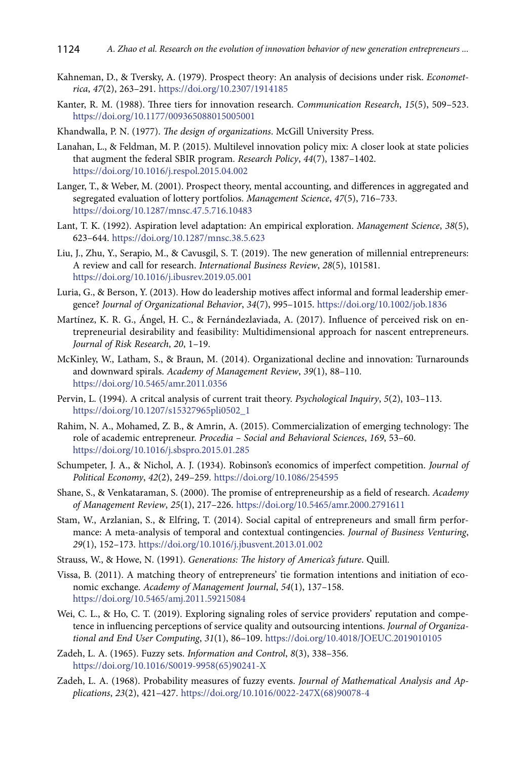Kahneman, D., & Tversky, A. (1979). Prospect theory: An analysis of decisions under risk. *Econometrica*, *47*(2), 263–291. https://doi.org/10.2307/1914185

Kanter, R. M. (1988). Three tiers for innovation research. *Communication Research*, *15*(5), 509–523. https://doi.org/10.1177/009365088015005001

Khandwalla, P. N. (1977). *The design of organizations*. McGill University Press.

Lanahan, L., & Feldman, M. P. (2015). Multilevel innovation policy mix: A closer look at state policies that augment the federal SBIR program. *Research Policy*, *44*(7), 1387–1402. https://doi.org/10.1016/j.respol.2015.04.002

Langer, T., & Weber, M. (2001). Prospect theory, mental accounting, and differences in aggregated and segregated evaluation of lottery portfolios. *Management Science*, *47*(5), 716–733. https://doi.org/10.1287/mnsc.47.5.716.10483

Lant, T. K. (1992). Aspiration level adaptation: An empirical exploration. *Management Science*, *38*(5), 623–644. https://doi.org/10.1287/mnsc.38.5.623

Liu, J., Zhu, Y., Serapio, M., & Cavusgil, S. T. (2019). The new generation of millennial entrepreneurs: A review and call for research. *International Business Review*, *28*(5), 101581. https://doi.org/10.1016/j.ibusrev.2019.05.001

Luria, G., & Berson, Y. (2013). How do leadership motives affect informal and formal leadership emergence? *Journal of Organizational Behavior*, *34*(7), 995–1015. https://doi.org/10.1002/job.1836

Martínez, K. R. G., Ángel, H. C., & Fernándezlaviada, A. (2017). Influence of perceived risk on entrepreneurial desirability and feasibility: Multidimensional approach for nascent entrepreneurs. *Journal of Risk Research*, *20*, 1–19.

McKinley, W., Latham, S., & Braun, M. (2014). Organizational decline and innovation: Turnarounds and downward spirals. *Academy of Management Review*, *39*(1), 88–110. https://doi.org/10.5465/amr.2011.0356

Pervin, L. (1994). A critcal analysis of current trait theory. *Psychological Inquiry*, *5*(2), 103–113. https://doi.org/10.1207/s15327965pli0502_1

Rahim, N. A., Mohamed, Z. B., & Amrin, A. (2015). Commercialization of emerging technology: The role of academic entrepreneur. *Procedia – Social and Behavioral Sciences*, *169*, 53–60. https://doi.org/10.1016/j.sbspro.2015.01.285

Schumpeter, J. A., & Nichol, A. J. (1934). Robinson's economics of imperfect competition. *Journal of Political Economy*, *42*(2), 249–259. https://doi.org/10.1086/254595

Shane, S., & Venkataraman, S. (2000). The promise of entrepreneurship as a field of research. *Academy of Management Review*, *25*(1), 217–226. https://doi.org/10.5465/amr.2000.2791611

Stam, W., Arzlanian, S., & Elfring, T. (2014). Social capital of entrepreneurs and small firm performance: A meta-analysis of temporal and contextual contingencies. *Journal of Business Venturing*, *29*(1), 152–173. https://doi.org/10.1016/j.jbusvent.2013.01.002

Strauss, W., & Howe, N. (1991). *Generations: The history of America's future*. Quill.

Vissa, B. (2011). A matching theory of entrepreneurs' tie formation intentions and initiation of economic exchange. *Academy of Management Journal*, *54*(1), 137–158. https://doi.org/10.5465/amj.2011.59215084

Wei, C. L., & Ho, C. T. (2019). Exploring signaling roles of service providers' reputation and competence in influencing perceptions of service quality and outsourcing intentions. *Journal of Organizational and End User Computing*, *31*(1), 86–109. https://doi.org/10.4018/JOEUC.2019010105

Zadeh, L. A. (1965). Fuzzy sets. *Information and Control*, *8*(3), 338–356. https://doi.org/10.1016/S0019-9958(65)90241-X

Zadeh, L. A. (1968). Probability measures of fuzzy events. *Journal of Mathematical Analysis and Applications*, *23*(2), 421–427. https://doi.org/10.1016/0022-247X(68)90078-4